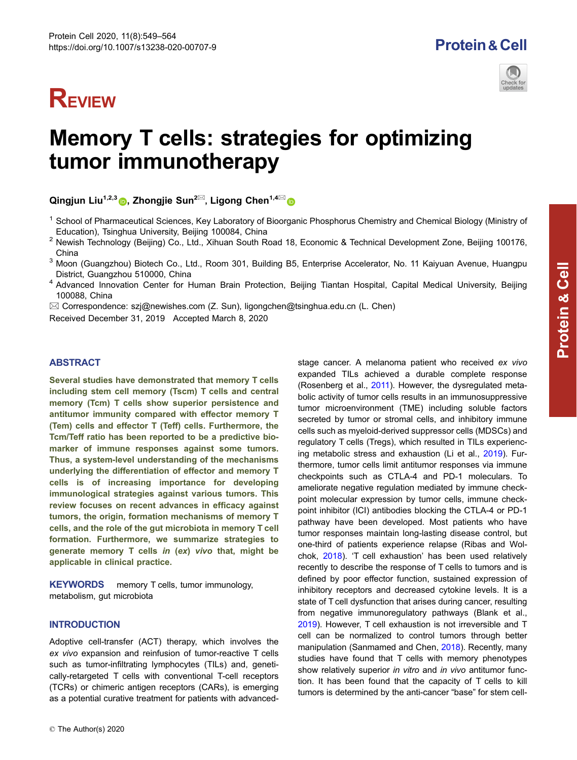REVIEW

# Memory T cells: strategies for optimizing tumor immunotherapy

Qingjun Liu[1,2,3], Zhongjie Sun[2], Ligong Chen[1,4]

[1] School of Pharmaceutical Sciences, Key Laboratory of Bioorganic Phosphorus Chemistry and Chemical Biology (Ministry of Education), Tsinghua University, Beijing 100084, China

[2] Newish Technology (Beijing) Co., Ltd., Xihuan South Road 18, Economic & Technical Development Zone, Beijing 100176, China

[3] Moon (Guangzhou) Biotech Co., Ltd., Room 301, Building B5, Enterprise Accelerator, No. 11 Kaiyuan Avenue, Huangpu District, Guangzhou 510000, China

[4] Advanced Innovation Center for Human Brain Protection, Beijing Tiantan Hospital, Capital Medical University, Beijing 100088, China

Correspondence: szj@newishes.com (Z. Sun), ligongchen@tsinghua.edu.cn (L. Chen)

Received December 31, 2019 Accepted March 8, 2020

## ABSTRACT

**Several studies have demonstrated that memory T cells including stem cell memory (Tscm) T cells and central memory (Tcm) T cells show superior persistence and antitumor immunity compared with effector memory T (Tem) cells and effector T (Teff) cells. Furthermore, the Tcm/Teff ratio has been reported to be a predictive biomarker of immune responses against some tumors. Thus, a system-level understanding of the mechanisms underlying the differentiation of effector and memory T cells is of increasing importance for developing immunological strategies against various tumors. This review focuses on recent advances in efficacy against tumors, the origin, formation mechanisms of memory T cells, and the role of the gut microbiota in memory T cell formation. Furthermore, we summarize strategies to generate memory T cells *in* (*ex*) *vivo* that, might be applicable in clinical practice.**

**KEYWORDS** memory T cells, tumor immunology, metabolism, gut microbiota

## INTRODUCTION

Adoptive cell-transfer (ACT) therapy, which involves the *ex vivo* expansion and reinfusion of tumor-reactive T cells such as tumor-infiltrating lymphocytes (TILs) and, genetically-retargeted T cells with conventional T-cell receptors (TCRs) or chimeric antigen receptors (CARs), is emerging as a potential curative treatment for patients with advanced-stage cancer. A melanoma patient who received *ex vivo* expanded TILs achieved a durable complete response (Rosenberg et al., 2011). However, the dysregulated metabolic activity of tumor cells results in an immunosuppressive tumor microenvironment (TME) including soluble factors secreted by tumor or stromal cells, and inhibitory immune cells such as myeloid-derived suppressor cells (MDSCs) and regulatory T cells (Tregs), which resulted in TILs experiencing metabolic stress and exhaustion (Li et al., 2019). Furthermore, tumor cells limit antitumor responses via immune checkpoints such as CTLA-4 and PD-1 moleculars. To ameliorate negative regulation mediated by immune checkpoint molecular expression by tumor cells, immune checkpoint inhibitor (ICI) antibodies blocking the CTLA-4 or PD-1 pathway have been developed. Most patients who have tumor responses maintain long-lasting disease control, but one-third of patients experience relapse (Ribas and Wolchok, 2018). 'T cell exhaustion' has been used relatively recently to describe the response of T cells to tumors and is defined by poor effector function, sustained expression of inhibitory receptors and decreased cytokine levels. It is a state of T cell dysfunction that arises during cancer, resulting from negative immunoregulatory pathways (Blank et al., 2019). However, T cell exhaustion is not irreversible and T cell can be normalized to control tumors through better manipulation (Sanmamed and Chen, 2018). Recently, many studies have found that T cells with memory phenotypes show relatively superior *in vitro* and *in vivo* antitumor function. It has been found that the capacity of T cells to kill tumors is determined by the anti-cancer "base" for stem cell-

© The Author(s) 2020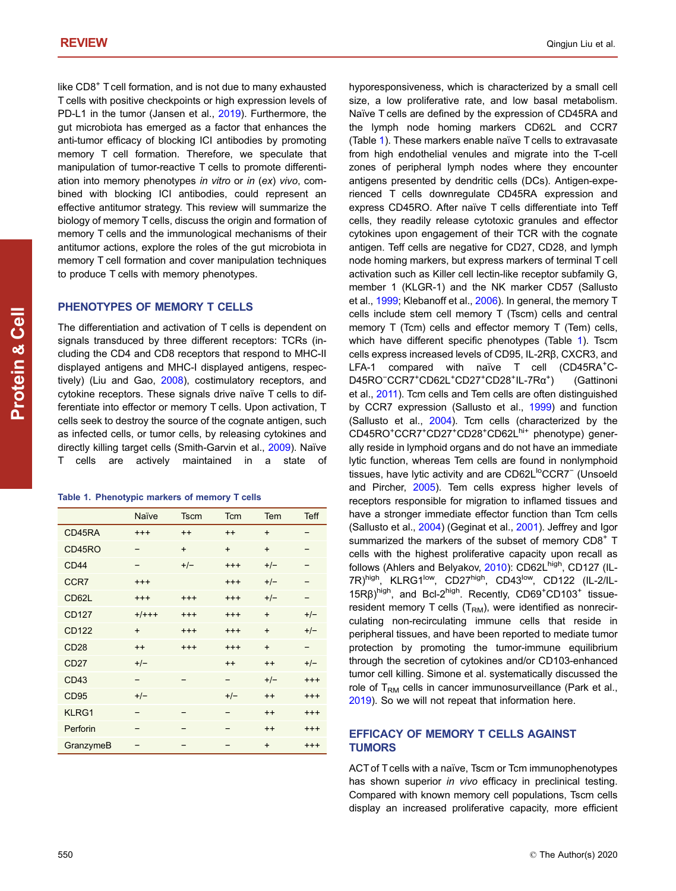like CD8$^{+}$ T cell formation, and is not due to many exhausted T cells with positive checkpoints or high expression levels of PD-L1 in the tumor (Jansen et al., 2019). Furthermore, the gut microbiota has emerged as a factor that enhances the anti-tumor efficacy of blocking ICI antibodies by promoting memory T cell formation. Therefore, we speculate that manipulation of tumor-reactive T cells to promote differentiation into memory phenotypes *in vitro* or *in* (*ex*) *vivo*, combined with blocking ICI antibodies, could represent an effective antitumor strategy. This review will summarize the biology of memory T cells, discuss the origin and formation of memory T cells and the immunological mechanisms of their antitumor actions, explore the roles of the gut microbiota in memory T cell formation and cover manipulation techniques to produce T cells with memory phenotypes.

## PHENOTYPES OF MEMORY T CELLS

The differentiation and activation of T cells is dependent on signals transduced by three different receptors: TCRs (including the CD4 and CD8 receptors that respond to MHC-II displayed antigens and MHC-I displayed antigens, respectively) (Liu and Gao, 2008), costimulatory receptors, and cytokine receptors. These signals drive naïve T cells to differentiate into effector or memory T cells. Upon activation, T cells seek to destroy the source of the cognate antigen, such as infected cells, or tumor cells, by releasing cytokines and directly killing target cells (Smith-Garvin et al., 2009). Naïve T cells are actively maintained in a state of hyporesponsiveness, which is characterized by a small cell size, a low proliferative rate, and low basal metabolism. Naïve T cells are defined by the expression of CD45RA and the lymph node homing markers CD62L and CCR7 (Table 1). These markers enable naïve T cells to extravasate from high endothelial venules and migrate into the T-cell zones of peripheral lymph nodes where they encounter antigens presented by dendritic cells (DCs). Antigen-experienced T cells downregulate CD45RA expression and express CD45RO. After naïve T cells differentiate into Teff cells, they readily release cytotoxic granules and effector cytokines upon engagement of their TCR with the cognate antigen. Teff cells are negative for CD27, CD28, and lymph node homing markers, but express markers of terminal T cell activation such as Killer cell lectin-like receptor subfamily G, member 1 (KLGR-1) and the NK marker CD57 (Sallusto et al., 1999; Klebanoff et al., 2006). In general, the memory T cells include stem cell memory T (Tscm) cells and central memory T (Tcm) cells and effector memory T (Tem) cells, which have different specific phenotypes (Table 1). Tscm cells express increased levels of CD95, IL-2Rβ, CXCR3, and LFA-1 compared with naïve T cell (CD45RA$^{+}$CD45RO$^{-}$CCR7$^{+}$CD62L$^{+}$CD27$^{+}$CD28$^{+}$IL-7Rα$^{+}$) (Gattinoni et al., 2011). Tcm cells and Tem cells are often distinguished by CCR7 expression (Sallusto et al., 1999) and function (Sallusto et al., 2004). Tcm cells (characterized by the CD45RO$^{+}$CCR7$^{+}$CD27$^{+}$CD28$^{+}$CD62L$^{hi+}$ phenotype) generally reside in lymphoid organs and do not have an immediate lytic function, whereas Tem cells are found in nonlymphoid tissues, have lytic activity and are CD62L$^{lo}$CCR7$^{-}$ (Unsoeld and Pircher, 2005). Tem cells express higher levels of receptors responsible for migration to inflamed tissues and have a stronger immediate effector function than Tcm cells (Sallusto et al., 2004) (Geginat et al., 2001). Jeffrey and Igor summarized the markers of the subset of memory CD8$^{+}$ T cells with the highest proliferative capacity upon recall as follows (Ahlers and Belyakov, 2010): CD62L$^{high}$, CD127 (IL-7R)$^{high}$, KLRG1$^{low}$, CD27$^{high}$, CD43$^{low}$, CD122 (IL-2/IL-15Rβ)$^{high}$, and Bcl-2$^{high}$. Recently, CD69$^{+}$CD103$^{+}$ tissue-resident memory T cells ($T_{RM}$), were identified as nonrecirculating non-recirculating immune cells that reside in peripheral tissues, and have been reported to mediate tumor protection by promoting the tumor-immune equilibrium through the secretion of cytokines and/or CD103-enhanced tumor cell killing. Simone et al. systematically discussed the role of $T_{RM}$ cells in cancer immunosurveillance (Park et al., 2019). So we will not repeat that information here.

**Table 1. Phenotypic markers of memory T cells**

| | Naïve | Tscm | Tcm | Tem | Teff |
|---|---|---|---|---|---|
| CD45RA | +++ | ++ | ++ | + | – |
| CD45RO | – | + | + | + | – |
| CD44 | – | +/– | +++ | +/– | – |
| CCR7 | +++ | | +++ | +/– | – |
| CD62L | +++ | +++ | +++ | +/– | – |
| CD127 | +/+++ | +++ | +++ | + | +/– |
| CD122 | + | +++ | +++ | + | +/– |
| CD28 | ++ | +++ | +++ | + | – |
| CD27 | +/– | | ++ | ++ | +/– |
| CD43 | – | – | – | +/– | +++ |
| CD95 | +/– | | +/– | ++ | +++ |
| KLRG1 | – | – | – | ++ | +++ |
| Perforin | – | – | – | ++ | +++ |
| GranzymeB | – | – | – | + | +++ |

## EFFICACY OF MEMORY T CELLS AGAINST TUMORS

ACT of T cells with a naïve, Tscm or Tcm immunophenotypes has shown superior *in vivo* efficacy in preclinical testing. Compared with known memory cell populations, Tscm cells display an increased proliferative capacity, more efficient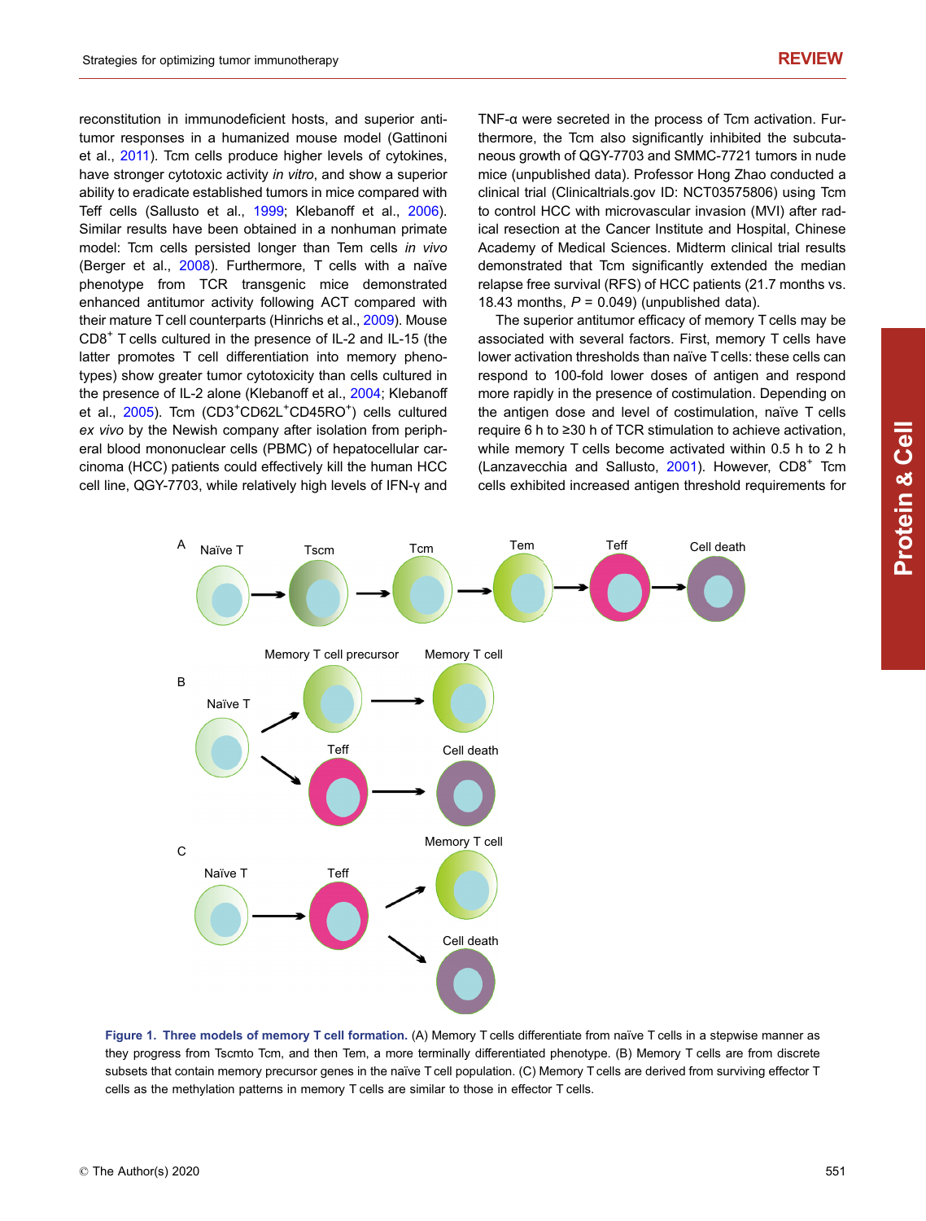reconstitution in immunodeficient hosts, and superior antitumor responses in a humanized mouse model (Gattinoni et al., 2011). Tcm cells produce higher levels of cytokines, have stronger cytotoxic activity *in vitro*, and show a superior ability to eradicate established tumors in mice compared with Teff cells (Sallusto et al., 1999; Klebanoff et al., 2006). Similar results have been obtained in a nonhuman primate model: Tcm cells persisted longer than Tem cells *in vivo* (Berger et al., 2008). Furthermore, T cells with a naïve phenotype from TCR transgenic mice demonstrated enhanced antitumor activity following ACT compared with their mature T cell counterparts (Hinrichs et al., 2009). Mouse $CD8^+$ T cells cultured in the presence of IL-2 and IL-15 (the latter promotes T cell differentiation into memory phenotypes) show greater tumor cytotoxicity than cells cultured in the presence of IL-2 alone (Klebanoff et al., 2004; Klebanoff et al., 2005). Tcm ($CD3^+CD62L^+CD45RO^+$) cells cultured *ex vivo* by the Newish company after isolation from peripheral blood mononuclear cells (PBMC) of hepatocellular carcinoma (HCC) patients could effectively kill the human HCC cell line, QGY-7703, while relatively high levels of IFN-γ and TNF-α were secreted in the process of Tcm activation. Furthermore, the Tcm also significantly inhibited the subcutaneous growth of QGY-7703 and SMMC-7721 tumors in nude mice (unpublished data). Professor Hong Zhao conducted a clinical trial (Clinicaltrials.gov ID: NCT03575806) using Tcm to control HCC with microvascular invasion (MVI) after radical resection at the Cancer Institute and Hospital, Chinese Academy of Medical Sciences. Midterm clinical trial results demonstrated that Tcm significantly extended the median relapse free survival (RFS) of HCC patients (21.7 months vs. 18.43 months, $P = 0.049$) (unpublished data).

The superior antitumor efficacy of memory T cells may be associated with several factors. First, memory T cells have lower activation thresholds than naïve T cells: these cells can respond to 100-fold lower doses of antigen and respond more rapidly in the presence of costimulation. Depending on the antigen dose and level of costimulation, naïve T cells require 6 h to ≥30 h of TCR stimulation to achieve activation, while memory T cells become activated within 0.5 h to 2 h (Lanzavecchia and Sallusto, 2001). However, $CD8^+$ Tcm cells exhibited increased antigen threshold requirements for

**Figure 1. Three models of memory T cell formation.** (A) Memory T cells differentiate from naïve T cells in a stepwise manner as they progress from Tscmto Tcm, and then Tem, a more terminally differentiated phenotype. (B) Memory T cells are from discrete subsets that contain memory precursor genes in the naïve T cell population. (C) Memory T cells are derived from surviving effector T cells as the methylation patterns in memory T cells are similar to those in effector T cells.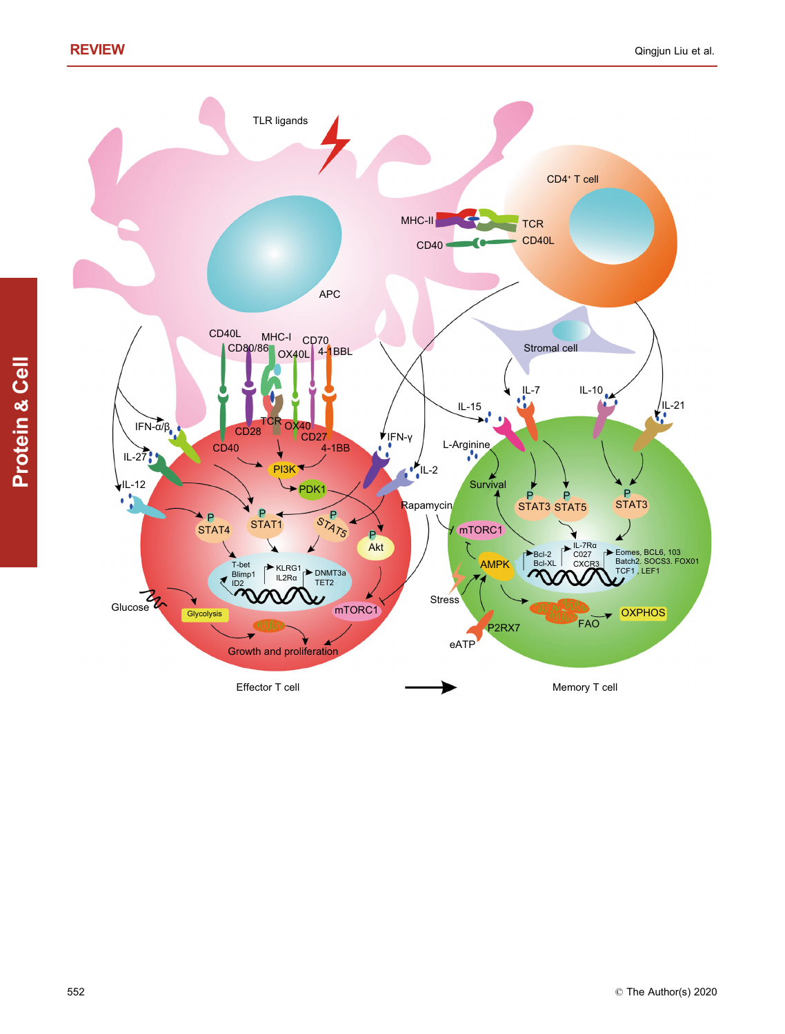TLR ligands

APC

CD4⁺ T cell

MHC-II

TCR

CD40

CD40L

Stromal cell

CD40L

CD80/86

MHC-I

OX40L

CD70

4-1BBL

IFN-α/β

IL-27

IL-12

CD28

TCR

OX40

CD27

CD40

4-1BB

PI3K

PDK1

IFN-γ

IL-2

IL-15

IL-7

IL-10

IL-21

L-Arginine

Survival

STAT4

STAT1

STAT5

Akt

Rapamycin

mTORC1

STAT3 STAT5

STAT3

T-bet

Blimp1

ID2

KLRG1

IL2Rα

DNMT3a

TET2

Glucose

Glycolysis

mTORC1

Growth and proliferation

AMPK

Bcl-2

Bcl-XL

IL-7Rα

C027

CXCR3

Eomes, BCL6, 103

Batch2. SOCS3. FOX01

TCF1 , LEF1

Stress

P2RX7

eATP

FAO

OXPHOS

Effector T cell

Memory T cell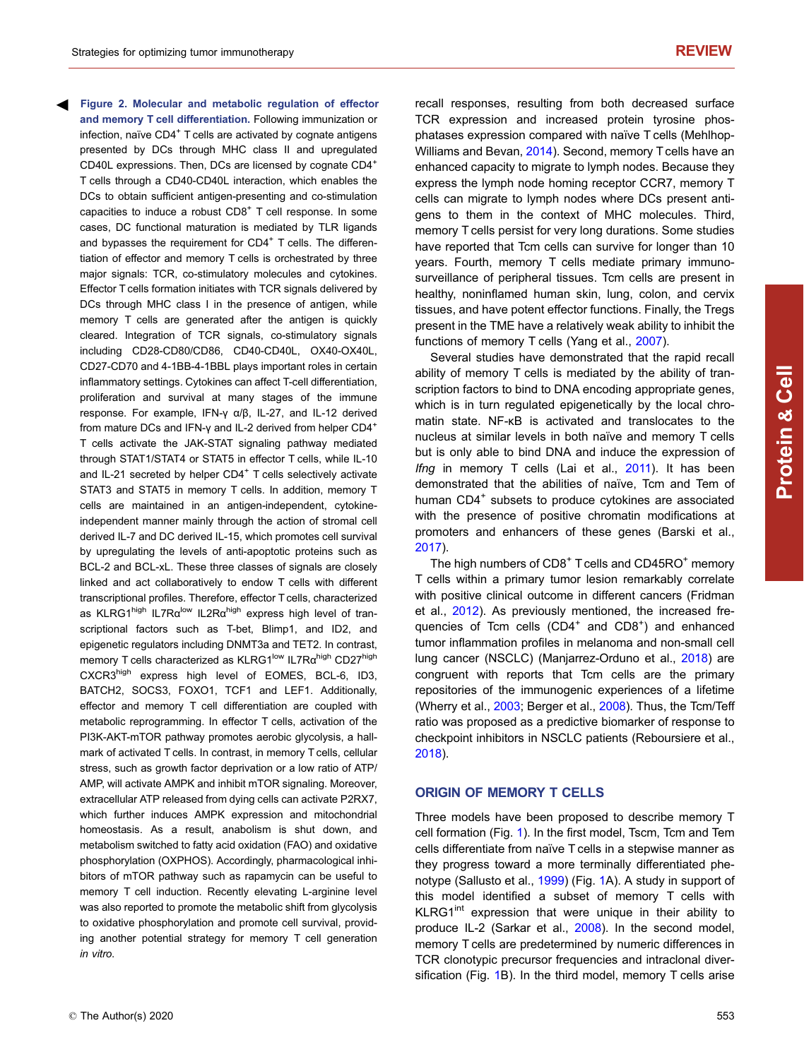**Figure 2. Molecular and metabolic regulation of effector and memory T cell differentiation.** Following immunization or infection, naïve $CD4^+$ T cells are activated by cognate antigens presented by DCs through MHC class II and upregulated CD40L expressions. Then, DCs are licensed by cognate $CD4^+$ T cells through a CD40-CD40L interaction, which enables the DCs to obtain sufficient antigen-presenting and co-stimulation capacities to induce a robust $CD8^+$ T cell response. In some cases, DC functional maturation is mediated by TLR ligands and bypasses the requirement for $CD4^+$ T cells. The differentiation of effector and memory T cells is orchestrated by three major signals: TCR, co-stimulatory molecules and cytokines. Effector T cells formation initiates with TCR signals delivered by DCs through MHC class I in the presence of antigen, while memory T cells are generated after the antigen is quickly cleared. Integration of TCR signals, co-stimulatory signals including CD28-CD80/CD86, CD40-CD40L, OX40-OX40L, CD27-CD70 and 4-1BB-4-1BBL plays important roles in certain inflammatory settings. Cytokines can affect T-cell differentiation, proliferation and survival at many stages of the immune response. For example, IFN-γ α/β, IL-27, and IL-12 derived from mature DCs and IFN-γ and IL-2 derived from helper $CD4^+$ T cells activate the JAK-STAT signaling pathway mediated through STAT1/STAT4 or STAT5 in effector T cells, while IL-10 and IL-21 secreted by helper $CD4^+$ T cells selectively activate STAT3 and STAT5 in memory T cells. In addition, memory T cells are maintained in an antigen-independent, cytokine-independent manner mainly through the action of stromal cell derived IL-7 and DC derived IL-15, which promotes cell survival by upregulating the levels of anti-apoptotic proteins such as BCL-2 and BCL-xL. These three classes of signals are closely linked and act collaboratively to endow T cells with different transcriptional profiles. Therefore, effector T cells, characterized as $KLRG1^{high}$ $IL7R\alpha^{low}$ $IL2R\alpha^{high}$ express high level of transcriptional factors such as T-bet, Blimp1, and ID2, and epigenetic regulators including DNMT3a and TET2. In contrast, memory T cells characterized as $KLRG1^{low}$ $IL7R\alpha^{high}$ $CD27^{high}$ $CXCR3^{high}$ express high level of EOMES, BCL-6, ID3, BATCH2, SOCS3, FOXO1, TCF1 and LEF1. Additionally, effector and memory T cell differentiation are coupled with metabolic reprogramming. In effector T cells, activation of the PI3K-AKT-mTOR pathway promotes aerobic glycolysis, a hallmark of activated T cells. In contrast, in memory T cells, cellular stress, such as growth factor deprivation or a low ratio of ATP/AMP, will activate AMPK and inhibit mTOR signaling. Moreover, extracellular ATP released from dying cells can activate P2RX7, which further induces AMPK expression and mitochondrial homeostasis. As a result, anabolism is shut down, and metabolism switched to fatty acid oxidation (FAO) and oxidative phosphorylation (OXPHOS). Accordingly, pharmacological inhibitors of mTOR pathway such as rapamycin can be useful to memory T cell induction. Recently elevating L-arginine level was also reported to promote the metabolic shift from glycolysis to oxidative phosphorylation and promote cell survival, providing another potential strategy for memory T cell generation *in vitro*.

recall responses, resulting from both decreased surface TCR expression and increased protein tyrosine phosphatases expression compared with naïve T cells (Mehlhop-Williams and Bevan, 2014). Second, memory T cells have an enhanced capacity to migrate to lymph nodes. Because they express the lymph node homing receptor CCR7, memory T cells can migrate to lymph nodes where DCs present antigens to them in the context of MHC molecules. Third, memory T cells persist for very long durations. Some studies have reported that Tcm cells can survive for longer than 10 years. Fourth, memory T cells mediate primary immunosurveillance of peripheral tissues. Tcm cells are present in healthy, noninflamed human skin, lung, colon, and cervix tissues, and have potent effector functions. Finally, the Tregs present in the TME have a relatively weak ability to inhibit the functions of memory T cells (Yang et al., 2007).

Several studies have demonstrated that the rapid recall ability of memory T cells is mediated by the ability of transcription factors to bind to DNA encoding appropriate genes, which is in turn regulated epigenetically by the local chromatin state. NF-κB is activated and translocates to the nucleus at similar levels in both naïve and memory T cells but is only able to bind DNA and induce the expression of *Ifng* in memory T cells (Lai et al., 2011). It has been demonstrated that the abilities of naïve, Tcm and Tem of human $CD4^+$ subsets to produce cytokines are associated with the presence of positive chromatin modifications at promoters and enhancers of these genes (Barski et al., 2017).

The high numbers of $CD8^+$ T cells and $CD45RO^+$ memory T cells within a primary tumor lesion remarkably correlate with positive clinical outcome in different cancers (Fridman et al., 2012). As previously mentioned, the increased frequencies of Tcm cells ($CD4^+$ and $CD8^+$) and enhanced tumor inflammation profiles in melanoma and non-small cell lung cancer (NSCLC) (Manjarrez-Orduno et al., 2018) are congruent with reports that Tcm cells are the primary repositories of the immunogenic experiences of a lifetime (Wherry et al., 2003; Berger et al., 2008). Thus, the Tcm/Teff ratio was proposed as a predictive biomarker of response to checkpoint inhibitors in NSCLC patients (Reboursiere et al., 2018).

## ORIGIN OF MEMORY T CELLS

Three models have been proposed to describe memory T cell formation (Fig. 1). In the first model, Tscm, Tcm and Tem cells differentiate from naïve T cells in a stepwise manner as they progress toward a more terminally differentiated phenotype (Sallusto et al., 1999) (Fig. 1A). A study in support of this model identified a subset of memory T cells with $KLRG1^{int}$ expression that were unique in their ability to produce IL-2 (Sarkar et al., 2008). In the second model, memory T cells are predetermined by numeric differences in TCR clonotypic precursor frequencies and intraclonal diversification (Fig. 1B). In the third model, memory T cells arise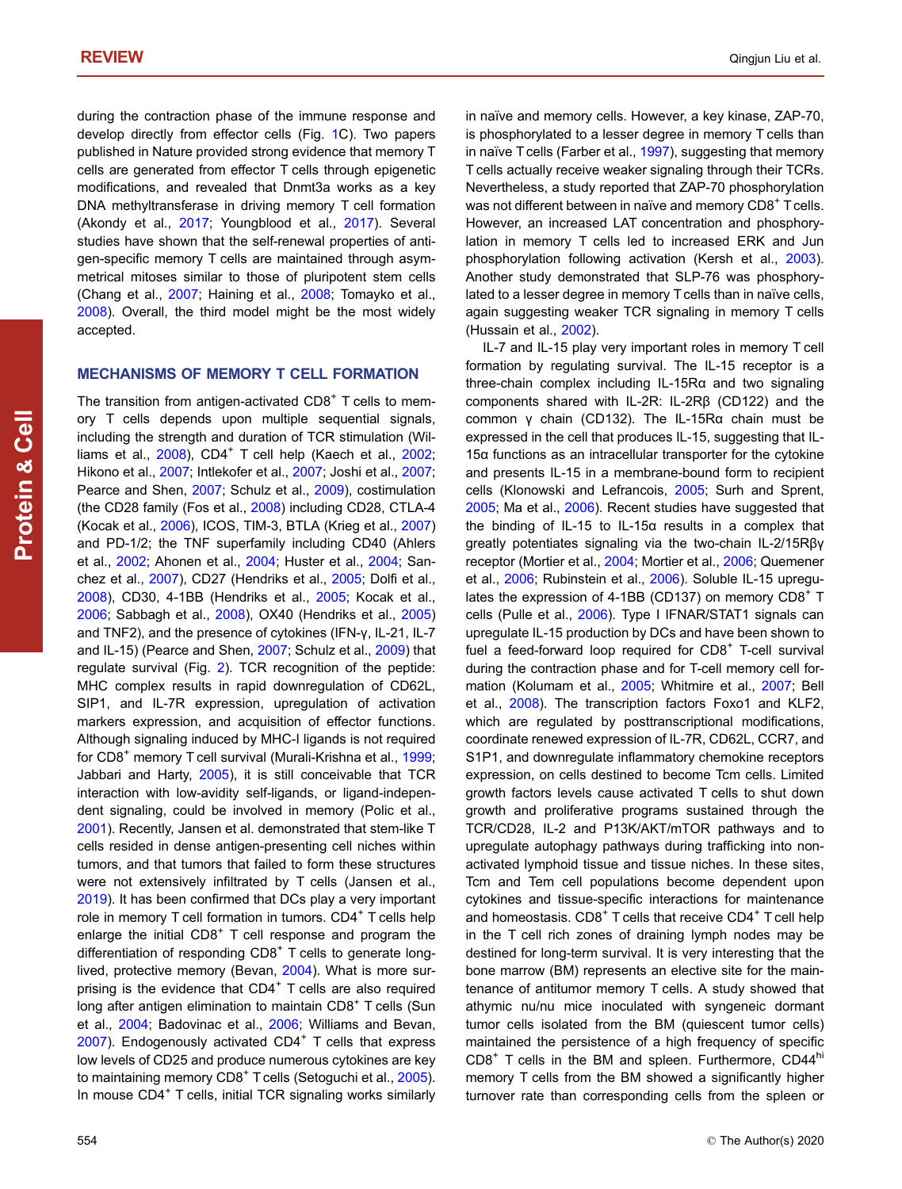during the contraction phase of the immune response and develop directly from effector cells (Fig. 1C). Two papers published in Nature provided strong evidence that memory T cells are generated from effector T cells through epigenetic modifications, and revealed that Dnmt3a works as a key DNA methyltransferase in driving memory T cell formation (Akondy et al., 2017; Youngblood et al., 2017). Several studies have shown that the self-renewal properties of antigen-specific memory T cells are maintained through asymmetrical mitoses similar to those of pluripotent stem cells (Chang et al., 2007; Haining et al., 2008; Tomayko et al., 2008). Overall, the third model might be the most widely accepted.

## MECHANISMS OF MEMORY T CELL FORMATION

The transition from antigen-activated $CD8^+$ T cells to memory T cells depends upon multiple sequential signals, including the strength and duration of TCR stimulation (Williams et al., 2008), $CD4^+$ T cell help (Kaech et al., 2002; Hikono et al., 2007; Intlekofer et al., 2007; Joshi et al., 2007; Pearce and Shen, 2007; Schulz et al., 2009), costimulation (the CD28 family (Fos et al., 2008) including CD28, CTLA-4 (Kocak et al., 2006), ICOS, TIM-3, BTLA (Krieg et al., 2007) and PD-1/2; the TNF superfamily including CD40 (Ahlers et al., 2002; Ahonen et al., 2004; Huster et al., 2004; Sanchez et al., 2007), CD27 (Hendriks et al., 2005; Dolfi et al., 2008), CD30, 4-1BB (Hendriks et al., 2005; Kocak et al., 2006; Sabbagh et al., 2008), OX40 (Hendriks et al., 2005) and TNF2), and the presence of cytokines (IFN-γ, IL-21, IL-7 and IL-15) (Pearce and Shen, 2007; Schulz et al., 2009) that regulate survival (Fig. 2). TCR recognition of the peptide: MHC complex results in rapid downregulation of CD62L, SIP1, and IL-7R expression, upregulation of activation markers expression, and acquisition of effector functions. Although signaling induced by MHC-I ligands is not required for $CD8^+$ memory T cell survival (Murali-Krishna et al., 1999; Jabbari and Harty, 2005), it is still conceivable that TCR interaction with low-avidity self-ligands, or ligand-independent signaling, could be involved in memory (Polic et al., 2001). Recently, Jansen et al. demonstrated that stem-like T cells resided in dense antigen-presenting cell niches within tumors, and that tumors that failed to form these structures were not extensively infiltrated by T cells (Jansen et al., 2019). It has been confirmed that DCs play a very important role in memory T cell formation in tumors. $CD4^+$ T cells help enlarge the initial $CD8^+$ T cell response and program the differentiation of responding $CD8^+$ T cells to generate long-lived, protective memory (Bevan, 2004). What is more surprising is the evidence that $CD4^+$ T cells are also required long after antigen elimination to maintain $CD8^+$ T cells (Sun et al., 2004; Badovinac et al., 2006; Williams and Bevan, 2007). Endogenously activated $CD4^+$ T cells that express low levels of CD25 and produce numerous cytokines are key to maintaining memory $CD8^+$ T cells (Setoguchi et al., 2005). In mouse $CD4^+$ T cells, initial TCR signaling works similarly in naïve and memory cells. However, a key kinase, ZAP-70, is phosphorylated to a lesser degree in memory T cells than in naïve T cells (Farber et al., 1997), suggesting that memory T cells actually receive weaker signaling through their TCRs. Nevertheless, a study reported that ZAP-70 phosphorylation was not different between in naïve and memory $CD8^+$ T cells. However, an increased LAT concentration and phosphorylation in memory T cells led to increased ERK and Jun phosphorylation following activation (Kersh et al., 2003). Another study demonstrated that SLP-76 was phosphorylated to a lesser degree in memory T cells than in naïve cells, again suggesting weaker TCR signaling in memory T cells (Hussain et al., 2002).

IL-7 and IL-15 play very important roles in memory T cell formation by regulating survival. The IL-15 receptor is a three-chain complex including IL-15Rα and two signaling components shared with IL-2R: IL-2Rβ (CD122) and the common γ chain (CD132). The IL-15Rα chain must be expressed in the cell that produces IL-15, suggesting that IL-15α functions as an intracellular transporter for the cytokine and presents IL-15 in a membrane-bound form to recipient cells (Klonowski and Lefrancois, 2005; Surh and Sprent, 2005; Ma et al., 2006). Recent studies have suggested that the binding of IL-15 to IL-15α results in a complex that greatly potentiates signaling via the two-chain IL-2/15Rβγ receptor (Mortier et al., 2004; Mortier et al., 2006; Quemener et al., 2006; Rubinstein et al., 2006). Soluble IL-15 upregulates the expression of 4-1BB (CD137) on memory $CD8^+$ T cells (Pulle et al., 2006). Type I IFNAR/STAT1 signals can upregulate IL-15 production by DCs and have been shown to fuel a feed-forward loop required for $CD8^+$ T-cell survival during the contraction phase and for T-cell memory cell formation (Kolumam et al., 2005; Whitmire et al., 2007; Bell et al., 2008). The transcription factors Foxo1 and KLF2, which are regulated by posttranscriptional modifications, coordinate renewed expression of IL-7R, CD62L, CCR7, and S1P1, and downregulate inflammatory chemokine receptors expression, on cells destined to become Tcm cells. Limited growth factors levels cause activated T cells to shut down growth and proliferative programs sustained through the TCR/CD28, IL-2 and P13K/AKT/mTOR pathways and to upregulate autophagy pathways during trafficking into non-activated lymphoid tissue and tissue niches. In these sites, Tcm and Tem cell populations become dependent upon cytokines and tissue-specific interactions for maintenance and homeostasis. $CD8^+$ T cells that receive $CD4^+$ T cell help in the T cell rich zones of draining lymph nodes may be destined for long-term survival. It is very interesting that the bone marrow (BM) represents an elective site for the maintenance of antitumor memory T cells. A study showed that athymic nu/nu mice inoculated with syngeneic dormant tumor cells isolated from the BM (quiescent tumor cells) maintained the persistence of a high frequency of specific $CD8^+$ T cells in the BM and spleen. Furthermore, $CD44^{hi}$ memory T cells from the BM showed a significantly higher turnover rate than corresponding cells from the spleen or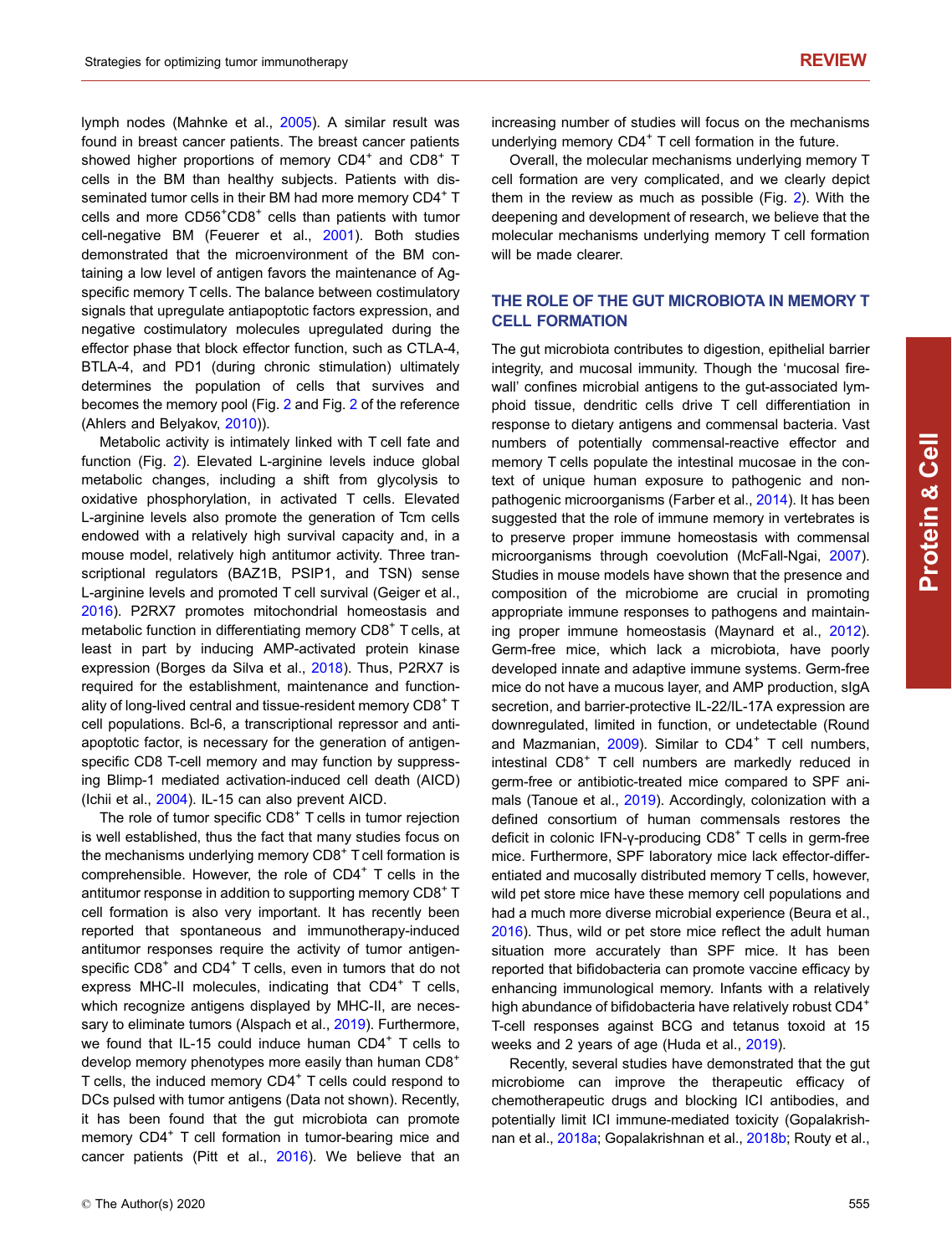lymph nodes (Mahnke et al., 2005). A similar result was found in breast cancer patients. The breast cancer patients showed higher proportions of memory $CD4^+$ and $CD8^+$ T cells in the BM than healthy subjects. Patients with disseminated tumor cells in their BM had more memory $CD4^+$ T cells and more $CD56^+CD8^+$ cells than patients with tumor cell-negative BM (Feuerer et al., 2001). Both studies demonstrated that the microenvironment of the BM containing a low level of antigen favors the maintenance of Ag-specific memory T cells. The balance between costimulatory signals that upregulate antiapoptotic factors expression, and negative costimulatory molecules upregulated during the effector phase that block effector function, such as CTLA-4, BTLA-4, and PD1 (during chronic stimulation) ultimately determines the population of cells that survives and becomes the memory pool (Fig. 2 and Fig. 2 of the reference (Ahlers and Belyakov, 2010)).

Metabolic activity is intimately linked with T cell fate and function (Fig. 2). Elevated L-arginine levels induce global metabolic changes, including a shift from glycolysis to oxidative phosphorylation, in activated T cells. Elevated L-arginine levels also promote the generation of Tcm cells endowed with a relatively high survival capacity and, in a mouse model, relatively high antitumor activity. Three transcriptional regulators (BAZ1B, PSIP1, and TSN) sense L-arginine levels and promoted T cell survival (Geiger et al., 2016). P2RX7 promotes mitochondrial homeostasis and metabolic function in differentiating memory $CD8^+$ T cells, at least in part by inducing AMP-activated protein kinase expression (Borges da Silva et al., 2018). Thus, P2RX7 is required for the establishment, maintenance and functionality of long-lived central and tissue-resident memory $CD8^+$ T cell populations. Bcl-6, a transcriptional repressor and anti-apoptotic factor, is necessary for the generation of antigen-specific CD8 T-cell memory and may function by suppressing Blimp-1 mediated activation-induced cell death (AICD) (Ichii et al., 2004). IL-15 can also prevent AICD.

The role of tumor specific $CD8^+$ T cells in tumor rejection is well established, thus the fact that many studies focus on the mechanisms underlying memory $CD8^+$ T cell formation is comprehensible. However, the role of $CD4^+$ T cells in the antitumor response in addition to supporting memory $CD8^+$ T cell formation is also very important. It has recently been reported that spontaneous and immunotherapy-induced antitumor responses require the activity of tumor antigen-specific $CD8^+$ and $CD4^+$ T cells, even in tumors that do not express MHC-II molecules, indicating that $CD4^+$ T cells, which recognize antigens displayed by MHC-II, are necessary to eliminate tumors (Alspach et al., 2019). Furthermore, we found that IL-15 could induce human $CD4^+$ T cells to develop memory phenotypes more easily than human $CD8^+$ T cells, the induced memory $CD4^+$ T cells could respond to DCs pulsed with tumor antigens (Data not shown). Recently, it has been found that the gut microbiota can promote memory $CD4^+$ T cell formation in tumor-bearing mice and cancer patients (Pitt et al., 2016). We believe that an increasing number of studies will focus on the mechanisms underlying memory $CD4^+$ T cell formation in the future.

Overall, the molecular mechanisms underlying memory T cell formation are very complicated, and we clearly depict them in the review as much as possible (Fig. 2). With the deepening and development of research, we believe that the molecular mechanisms underlying memory T cell formation will be made clearer.

## THE ROLE OF THE GUT MICROBIOTA IN MEMORY T CELL FORMATION

The gut microbiota contributes to digestion, epithelial barrier integrity, and mucosal immunity. Though the 'mucosal firewall' confines microbial antigens to the gut-associated lymphoid tissue, dendritic cells drive T cell differentiation in response to dietary antigens and commensal bacteria. Vast numbers of potentially commensal-reactive effector and memory T cells populate the intestinal mucosae in the context of unique human exposure to pathogenic and non-pathogenic microorganisms (Farber et al., 2014). It has been suggested that the role of immune memory in vertebrates is to preserve proper immune homeostasis with commensal microorganisms through coevolution (McFall-Ngai, 2007). Studies in mouse models have shown that the presence and composition of the microbiome are crucial in promoting appropriate immune responses to pathogens and maintaining proper immune homeostasis (Maynard et al., 2012). Germ-free mice, which lack a microbiota, have poorly developed innate and adaptive immune systems. Germ-free mice do not have a mucous layer, and AMP production, sIgA secretion, and barrier-protective IL-22/IL-17A expression are downregulated, limited in function, or undetectable (Round and Mazmanian, 2009). Similar to $CD4^+$ T cell numbers, intestinal $CD8^+$ T cell numbers are markedly reduced in germ-free or antibiotic-treated mice compared to SPF animals (Tanoue et al., 2019). Accordingly, colonization with a defined consortium of human commensals restores the deficit in colonic IFN-γ-producing $CD8^+$ T cells in germ-free mice. Furthermore, SPF laboratory mice lack effector-differentiated and mucosally distributed memory T cells, however, wild pet store mice have these memory cell populations and had a much more diverse microbial experience (Beura et al., 2016). Thus, wild or pet store mice reflect the adult human situation more accurately than SPF mice. It has been reported that bifidobacteria can promote vaccine efficacy by enhancing immunological memory. Infants with a relatively high abundance of bifidobacteria have relatively robust $CD4^+$ T-cell responses against BCG and tetanus toxoid at 15 weeks and 2 years of age (Huda et al., 2019).

Recently, several studies have demonstrated that the gut microbiome can improve the therapeutic efficacy of chemotherapeutic drugs and blocking ICI antibodies, and potentially limit ICI immune-mediated toxicity (Gopalakrishnan et al., 2018a; Gopalakrishnan et al., 2018b; Routy et al.,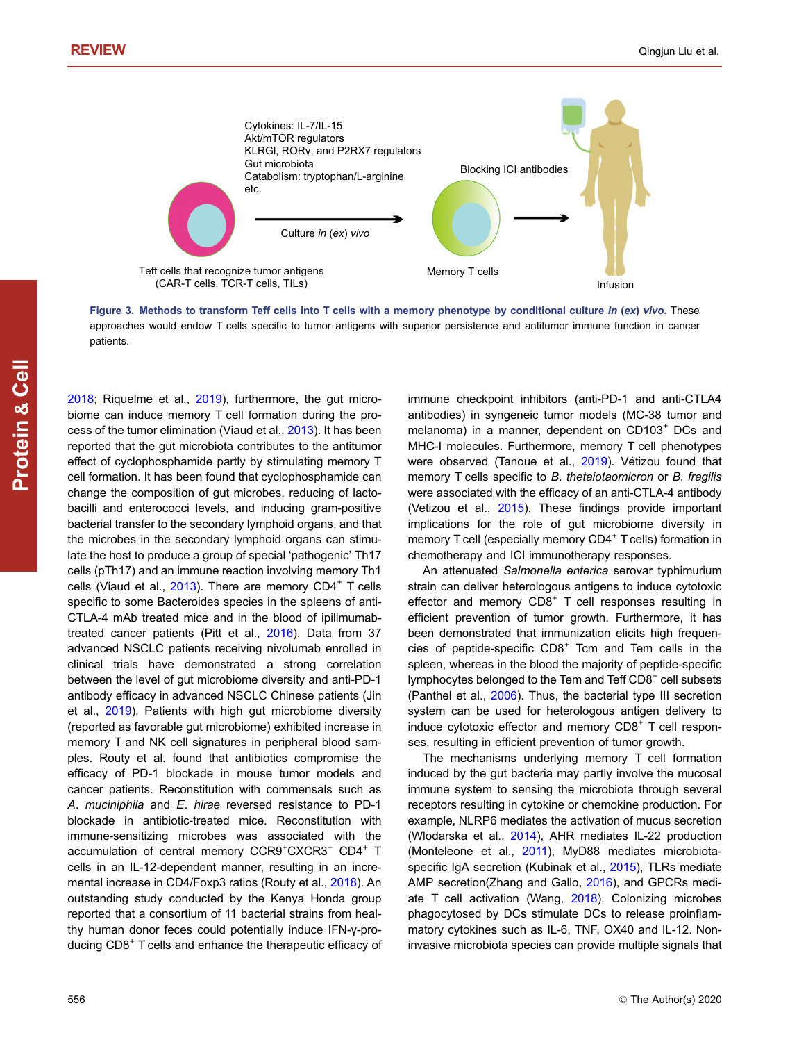Cytokines: IL-7/IL-15
Akt/mTOR regulators
KLRGl, RORγ, and P2RX7 regulators
Gut microbiota
Catabolism: tryptophan/L-arginine
etc.

Culture *in* (*ex*) *vivo*

Blocking ICI antibodies

Teff cells that recognize tumor antigens (CAR-T cells, TCR-T cells, TILs)

Memory T cells

Infusion

**Figure 3. Methods to transform Teff cells into T cells with a memory phenotype by conditional culture *in* (*ex*) *vivo*.** These approaches would endow T cells specific to tumor antigens with superior persistence and antitumor immune function in cancer patients.

2018; Riquelme et al., 2019), furthermore, the gut microbiome can induce memory T cell formation during the process of the tumor elimination (Viaud et al., 2013). It has been reported that the gut microbiota contributes to the antitumor effect of cyclophosphamide partly by stimulating memory T cell formation. It has been found that cyclophosphamide can change the composition of gut microbes, reducing of lactobacilli and enterococci levels, and inducing gram-positive bacterial transfer to the secondary lymphoid organs, and that the microbes in the secondary lymphoid organs can stimulate the host to produce a group of special 'pathogenic' Th17 cells (pTh17) and an immune reaction involving memory Th1 cells (Viaud et al., 2013). There are memory $CD4^+$ T cells specific to some Bacteroides species in the spleens of anti-CTLA-4 mAb treated mice and in the blood of ipilimumab-treated cancer patients (Pitt et al., 2016). Data from 37 advanced NSCLC patients receiving nivolumab enrolled in clinical trials have demonstrated a strong correlation between the level of gut microbiome diversity and anti-PD-1 antibody efficacy in advanced NSCLC Chinese patients (Jin et al., 2019). Patients with high gut microbiome diversity (reported as favorable gut microbiome) exhibited increase in memory T and NK cell signatures in peripheral blood samples. Routy et al. found that antibiotics compromise the efficacy of PD-1 blockade in mouse tumor models and cancer patients. Reconstitution with commensals such as *A. muciniphila* and *E. hirae* reversed resistance to PD-1 blockade in antibiotic-treated mice. Reconstitution with immune-sensitizing microbes was associated with the accumulation of central memory $CCR9^+CXCR3^+$ $CD4^+$ T cells in an IL-12-dependent manner, resulting in an incremental increase in CD4/Foxp3 ratios (Routy et al., 2018). An outstanding study conducted by the Kenya Honda group reported that a consortium of 11 bacterial strains from healthy human donor feces could potentially induce IFN-γ-producing $CD8^+$ T cells and enhance the therapeutic efficacy of immune checkpoint inhibitors (anti-PD-1 and anti-CTLA4 antibodies) in syngeneic tumor models (MC-38 tumor and melanoma) in a manner, dependent on $CD103^+$ DCs and MHC-I molecules. Furthermore, memory T cell phenotypes were observed (Tanoue et al., 2019). Vétizou found that memory T cells specific to *B. thetaiotaomicron* or *B. fragilis* were associated with the efficacy of an anti-CTLA-4 antibody (Vetizou et al., 2015). These findings provide important implications for the role of gut microbiome diversity in memory T cell (especially memory $CD4^+$ T cells) formation in chemotherapy and ICI immunotherapy responses.

An attenuated *Salmonella enterica* serovar typhimurium strain can deliver heterologous antigens to induce cytotoxic effector and memory $CD8^+$ T cell responses resulting in efficient prevention of tumor growth. Furthermore, it has been demonstrated that immunization elicits high frequencies of peptide-specific $CD8^+$ Tcm and Tem cells in the spleen, whereas in the blood the majority of peptide-specific lymphocytes belonged to the Tem and Teff $CD8^+$ cell subsets (Panthel et al., 2006). Thus, the bacterial type III secretion system can be used for heterologous antigen delivery to induce cytotoxic effector and memory $CD8^+$ T cell responses, resulting in efficient prevention of tumor growth.

The mechanisms underlying memory T cell formation induced by the gut bacteria may partly involve the mucosal immune system to sensing the microbiota through several receptors resulting in cytokine or chemokine production. For example, NLRP6 mediates the activation of mucus secretion (Wlodarska et al., 2014), AHR mediates IL-22 production (Monteleone et al., 2011), MyD88 mediates microbiota-specific IgA secretion (Kubinak et al., 2015), TLRs mediate AMP secretion(Zhang and Gallo, 2016), and GPCRs mediate T cell activation (Wang, 2018). Colonizing microbes phagocytosed by DCs stimulate DCs to release proinflammatory cytokines such as IL-6, TNF, OX40 and IL-12. Non-invasive microbiota species can provide multiple signals that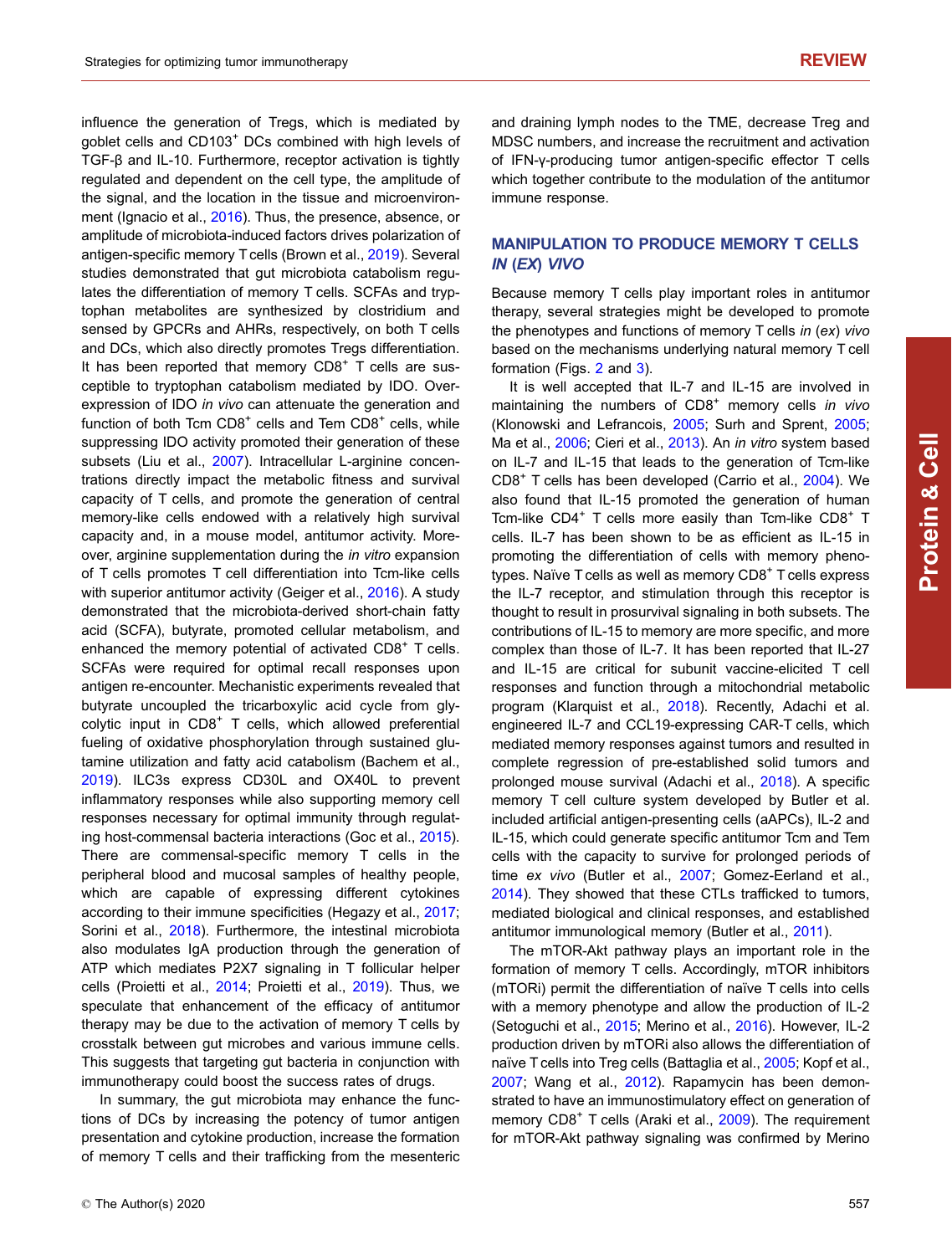influence the generation of Tregs, which is mediated by goblet cells and CD103$^+$ DCs combined with high levels of TGF-β and IL-10. Furthermore, receptor activation is tightly regulated and dependent on the cell type, the amplitude of the signal, and the location in the tissue and microenvironment (Ignacio et al., 2016). Thus, the presence, absence, or amplitude of microbiota-induced factors drives polarization of antigen-specific memory T cells (Brown et al., 2019). Several studies demonstrated that gut microbiota catabolism regulates the differentiation of memory T cells. SCFAs and tryptophan metabolites are synthesized by clostridium and sensed by GPCRs and AHRs, respectively, on both T cells and DCs, which also directly promotes Tregs differentiation. It has been reported that memory CD8$^+$ T cells are susceptible to tryptophan catabolism mediated by IDO. Overexpression of IDO *in vivo* can attenuate the generation and function of both Tcm CD8$^+$ cells and Tem CD8$^+$ cells, while suppressing IDO activity promoted their generation of these subsets (Liu et al., 2007). Intracellular L-arginine concentrations directly impact the metabolic fitness and survival capacity of T cells, and promote the generation of central memory-like cells endowed with a relatively high survival capacity and, in a mouse model, antitumor activity. Moreover, arginine supplementation during the *in vitro* expansion of T cells promotes T cell differentiation into Tcm-like cells with superior antitumor activity (Geiger et al., 2016). A study demonstrated that the microbiota-derived short-chain fatty acid (SCFA), butyrate, promoted cellular metabolism, and enhanced the memory potential of activated CD8$^+$ T cells. SCFAs were required for optimal recall responses upon antigen re-encounter. Mechanistic experiments revealed that butyrate uncoupled the tricarboxylic acid cycle from glycolytic input in CD8$^+$ T cells, which allowed preferential fueling of oxidative phosphorylation through sustained glutamine utilization and fatty acid catabolism (Bachem et al., 2019). ILC3s express CD30L and OX40L to prevent inflammatory responses while also supporting memory cell responses necessary for optimal immunity through regulating host-commensal bacteria interactions (Goc et al., 2015). There are commensal-specific memory T cells in the peripheral blood and mucosal samples of healthy people, which are capable of expressing different cytokines according to their immune specificities (Hegazy et al., 2017; Sorini et al., 2018). Furthermore, the intestinal microbiota also modulates IgA production through the generation of ATP which mediates P2X7 signaling in T follicular helper cells (Proietti et al., 2014; Proietti et al., 2019). Thus, we speculate that enhancement of the efficacy of antitumor therapy may be due to the activation of memory T cells by crosstalk between gut microbes and various immune cells. This suggests that targeting gut bacteria in conjunction with immunotherapy could boost the success rates of drugs.

In summary, the gut microbiota may enhance the functions of DCs by increasing the potency of tumor antigen presentation and cytokine production, increase the formation of memory T cells and their trafficking from the mesenteric and draining lymph nodes to the TME, decrease Treg and MDSC numbers, and increase the recruitment and activation of IFN-γ-producing tumor antigen-specific effector T cells which together contribute to the modulation of the antitumor immune response.

## MANIPULATION TO PRODUCE MEMORY T CELLS *IN* (*EX*) *VIVO*

Because memory T cells play important roles in antitumor therapy, several strategies might be developed to promote the phenotypes and functions of memory T cells *in* (*ex*) *vivo* based on the mechanisms underlying natural memory T cell formation (Figs. 2 and 3).

It is well accepted that IL-7 and IL-15 are involved in maintaining the numbers of CD8$^+$ memory cells *in vivo* (Klonowski and Lefrancois, 2005; Surh and Sprent, 2005; Ma et al., 2006; Cieri et al., 2013). An *in vitro* system based on IL-7 and IL-15 that leads to the generation of Tcm-like CD8$^+$ T cells has been developed (Carrio et al., 2004). We also found that IL-15 promoted the generation of human Tcm-like CD4$^+$ T cells more easily than Tcm-like CD8$^+$ T cells. IL-7 has been shown to be as efficient as IL-15 in promoting the differentiation of cells with memory phenotypes. Naïve T cells as well as memory CD8$^+$ T cells express the IL-7 receptor, and stimulation through this receptor is thought to result in prosurvival signaling in both subsets. The contributions of IL-15 to memory are more specific, and more complex than those of IL-7. It has been reported that IL-27 and IL-15 are critical for subunit vaccine-elicited T cell responses and function through a mitochondrial metabolic program (Klarquist et al., 2018). Recently, Adachi et al. engineered IL-7 and CCL19-expressing CAR-T cells, which mediated memory responses against tumors and resulted in complete regression of pre-established solid tumors and prolonged mouse survival (Adachi et al., 2018). A specific memory T cell culture system developed by Butler et al. included artificial antigen-presenting cells (aAPCs), IL-2 and IL-15, which could generate specific antitumor Tcm and Tem cells with the capacity to survive for prolonged periods of time *ex vivo* (Butler et al., 2007; Gomez-Eerland et al., 2014). They showed that these CTLs trafficked to tumors, mediated biological and clinical responses, and established antitumor immunological memory (Butler et al., 2011).

The mTOR-Akt pathway plays an important role in the formation of memory T cells. Accordingly, mTOR inhibitors (mTORi) permit the differentiation of naïve T cells into cells with a memory phenotype and allow the production of IL-2 (Setoguchi et al., 2015; Merino et al., 2016). However, IL-2 production driven by mTORi also allows the differentiation of naïve T cells into Treg cells (Battaglia et al., 2005; Kopf et al., 2007; Wang et al., 2012). Rapamycin has been demonstrated to have an immunostimulatory effect on generation of memory CD8$^+$ T cells (Araki et al., 2009). The requirement for mTOR-Akt pathway signaling was confirmed by Merino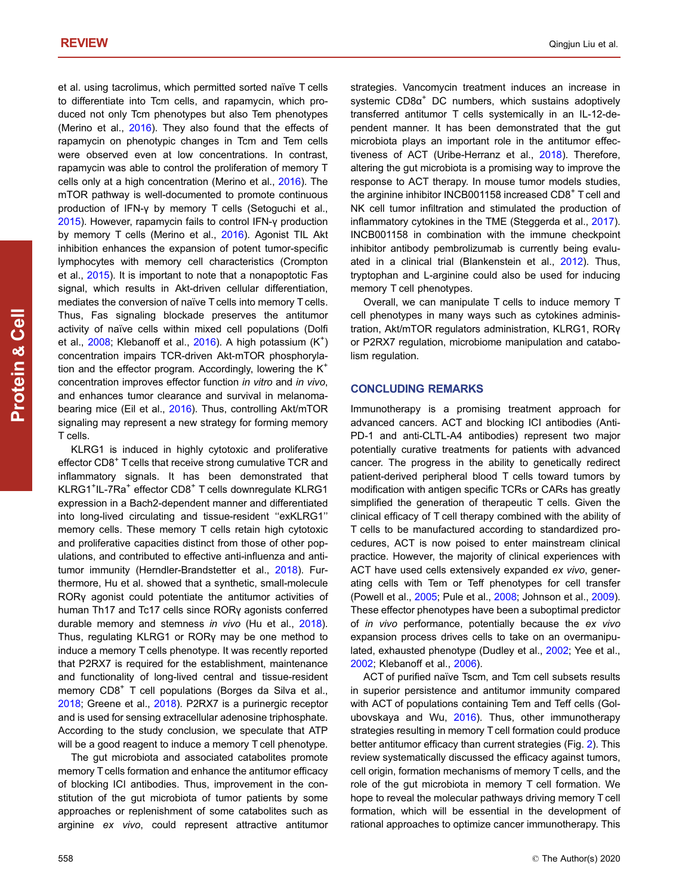et al. using tacrolimus, which permitted sorted naïve T cells to differentiate into Tcm cells, and rapamycin, which produced not only Tcm phenotypes but also Tem phenotypes (Merino et al., 2016). They also found that the effects of rapamycin on phenotypic changes in Tcm and Tem cells were observed even at low concentrations. In contrast, rapamycin was able to control the proliferation of memory T cells only at a high concentration (Merino et al., 2016). The mTOR pathway is well-documented to promote continuous production of IFN-γ by memory T cells (Setoguchi et al., 2015). However, rapamycin fails to control IFN-γ production by memory T cells (Merino et al., 2016). Agonist TIL Akt inhibition enhances the expansion of potent tumor-specific lymphocytes with memory cell characteristics (Crompton et al., 2015). It is important to note that a nonapoptotic Fas signal, which results in Akt-driven cellular differentiation, mediates the conversion of naïve T cells into memory T cells. Thus, Fas signaling blockade preserves the antitumor activity of naïve cells within mixed cell populations (Dolfi et al., 2008; Klebanoff et al., 2016). A high potassium ($K^+$) concentration impairs TCR-driven Akt-mTOR phosphorylation and the effector program. Accordingly, lowering the $K^+$ concentration improves effector function *in vitro* and *in vivo*, and enhances tumor clearance and survival in melanoma-bearing mice (Eil et al., 2016). Thus, controlling Akt/mTOR signaling may represent a new strategy for forming memory T cells.

KLRG1 is induced in highly cytotoxic and proliferative effector $CD8^+$ T cells that receive strong cumulative TCR and inflammatory signals. It has been demonstrated that $KLRG1^+IL\text{-}7Ra^+$ effector $CD8^+$ T cells downregulate KLRG1 expression in a Bach2-dependent manner and differentiated into long-lived circulating and tissue-resident "exKLRG1" memory cells. These memory T cells retain high cytotoxic and proliferative capacities distinct from those of other populations, and contributed to effective anti-influenza and antitumor immunity (Herndler-Brandstetter et al., 2018). Furthermore, Hu et al. showed that a synthetic, small-molecule RORγ agonist could potentiate the antitumor activities of human Th17 and Tc17 cells since RORγ agonists conferred durable memory and stemness *in vivo* (Hu et al., 2018). Thus, regulating KLRG1 or RORγ may be one method to induce a memory T cells phenotype. It was recently reported that P2RX7 is required for the establishment, maintenance and functionality of long-lived central and tissue-resident memory $CD8^+$ T cell populations (Borges da Silva et al., 2018; Greene et al., 2018). P2RX7 is a purinergic receptor and is used for sensing extracellular adenosine triphosphate. According to the study conclusion, we speculate that ATP will be a good reagent to induce a memory T cell phenotype.

The gut microbiota and associated catabolites promote memory T cells formation and enhance the antitumor efficacy of blocking ICI antibodies. Thus, improvement in the constitution of the gut microbiota of tumor patients by some approaches or replenishment of some catabolites such as arginine *ex vivo*, could represent attractive antitumor strategies. Vancomycin treatment induces an increase in systemic $CD8\alpha^+$ DC numbers, which sustains adoptively transferred antitumor T cells systemically in an IL-12-dependent manner. It has been demonstrated that the gut microbiota plays an important role in the antitumor effectiveness of ACT (Uribe-Herranz et al., 2018). Therefore, altering the gut microbiota is a promising way to improve the response to ACT therapy. In mouse tumor models studies, the arginine inhibitor INCB001158 increased $CD8^+$ T cell and NK cell tumor infiltration and stimulated the production of inflammatory cytokines in the TME (Steggerda et al., 2017). INCB001158 in combination with the immune checkpoint inhibitor antibody pembrolizumab is currently being evaluated in a clinical trial (Blankenstein et al., 2012). Thus, tryptophan and L-arginine could also be used for inducing memory T cell phenotypes.

Overall, we can manipulate T cells to induce memory T cell phenotypes in many ways such as cytokines administration, Akt/mTOR regulators administration, KLRG1, RORγ or P2RX7 regulation, microbiome manipulation and catabolism regulation.

## CONCLUDING REMARKS

Immunotherapy is a promising treatment approach for advanced cancers. ACT and blocking ICI antibodies (Anti-PD-1 and anti-CLTL-A4 antibodies) represent two major potentially curative treatments for patients with advanced cancer. The progress in the ability to genetically redirect patient-derived peripheral blood T cells toward tumors by modification with antigen specific TCRs or CARs has greatly simplified the generation of therapeutic T cells. Given the clinical efficacy of T cell therapy combined with the ability of T cells to be manufactured according to standardized procedures, ACT is now poised to enter mainstream clinical practice. However, the majority of clinical experiences with ACT have used cells extensively expanded *ex vivo*, generating cells with Tem or Teff phenotypes for cell transfer (Powell et al., 2005; Pule et al., 2008; Johnson et al., 2009). These effector phenotypes have been a suboptimal predictor of *in vivo* performance, potentially because the *ex vivo* expansion process drives cells to take on an overmanipulated, exhausted phenotype (Dudley et al., 2002; Yee et al., 2002; Klebanoff et al., 2006).

ACT of purified naïve Tscm, and Tcm cell subsets results in superior persistence and antitumor immunity compared with ACT of populations containing Tem and Teff cells (Golubovskaya and Wu, 2016). Thus, other immunotherapy strategies resulting in memory T cell formation could produce better antitumor efficacy than current strategies (Fig. 2). This review systematically discussed the efficacy against tumors, cell origin, formation mechanisms of memory T cells, and the role of the gut microbiota in memory T cell formation. We hope to reveal the molecular pathways driving memory T cell formation, which will be essential in the development of rational approaches to optimize cancer immunotherapy. This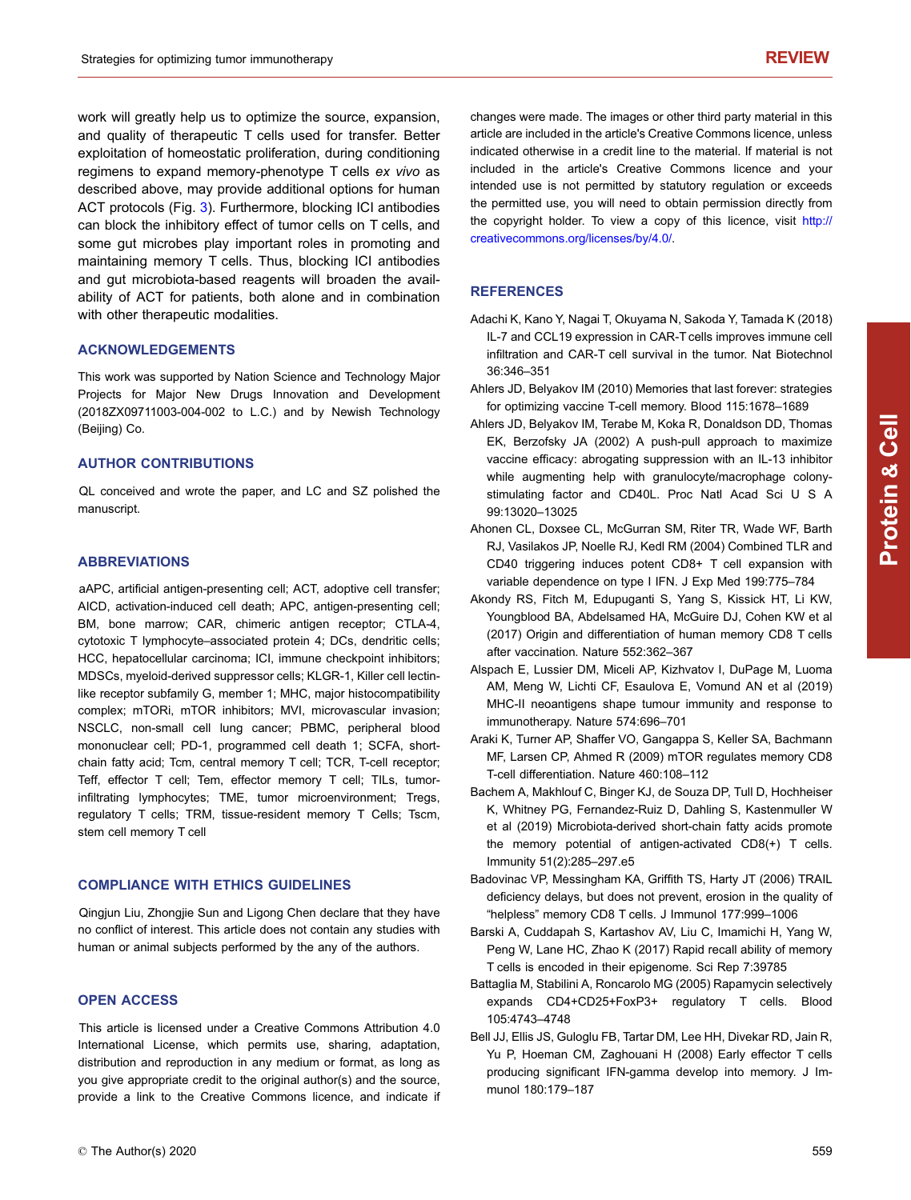work will greatly help us to optimize the source, expansion, and quality of therapeutic T cells used for transfer. Better exploitation of homeostatic proliferation, during conditioning regimens to expand memory-phenotype T cells *ex vivo* as described above, may provide additional options for human ACT protocols (Fig. 3). Furthermore, blocking ICI antibodies can block the inhibitory effect of tumor cells on T cells, and some gut microbes play important roles in promoting and maintaining memory T cells. Thus, blocking ICI antibodies and gut microbiota-based reagents will broaden the availability of ACT for patients, both alone and in combination with other therapeutic modalities.

## ACKNOWLEDGEMENTS

This work was supported by Nation Science and Technology Major Projects for Major New Drugs Innovation and Development (2018ZX09711003-004-002 to L.C.) and by Newish Technology (Beijing) Co.

## AUTHOR CONTRIBUTIONS

QL conceived and wrote the paper, and LC and SZ polished the manuscript.

## ABBREVIATIONS

aAPC, artificial antigen-presenting cell; ACT, adoptive cell transfer; AICD, activation-induced cell death; APC, antigen-presenting cell; BM, bone marrow; CAR, chimeric antigen receptor; CTLA-4, cytotoxic T lymphocyte–associated protein 4; DCs, dendritic cells; HCC, hepatocellular carcinoma; ICI, immune checkpoint inhibitors; MDSCs, myeloid-derived suppressor cells; KLGR-1, Killer cell lectin-like receptor subfamily G, member 1; MHC, major histocompatibility complex; mTORi, mTOR inhibitors; MVI, microvascular invasion; NSCLC, non-small cell lung cancer; PBMC, peripheral blood mononuclear cell; PD-1, programmed cell death 1; SCFA, short-chain fatty acid; Tcm, central memory T cell; TCR, T-cell receptor; Teff, effector T cell; Tem, effector memory T cell; TILs, tumor-infiltrating lymphocytes; TME, tumor microenvironment; Tregs, regulatory T cells; TRM, tissue-resident memory T Cells; Tscm, stem cell memory T cell

## COMPLIANCE WITH ETHICS GUIDELINES

Qingjun Liu, Zhongjie Sun and Ligong Chen declare that they have no conflict of interest. This article does not contain any studies with human or animal subjects performed by the any of the authors.

## OPEN ACCESS

This article is licensed under a Creative Commons Attribution 4.0 International License, which permits use, sharing, adaptation, distribution and reproduction in any medium or format, as long as you give appropriate credit to the original author(s) and the source, provide a link to the Creative Commons licence, and indicate if changes were made. The images or other third party material in this article are included in the article's Creative Commons licence, unless indicated otherwise in a credit line to the material. If material is not included in the article's Creative Commons licence and your intended use is not permitted by statutory regulation or exceeds the permitted use, you will need to obtain permission directly from the copyright holder. To view a copy of this licence, visit http://creativecommons.org/licenses/by/4.0/.

## REFERENCES

Adachi K, Kano Y, Nagai T, Okuyama N, Sakoda Y, Tamada K (2018) IL-7 and CCL19 expression in CAR-T cells improves immune cell infiltration and CAR-T cell survival in the tumor. Nat Biotechnol 36:346–351

Ahlers JD, Belyakov IM (2010) Memories that last forever: strategies for optimizing vaccine T-cell memory. Blood 115:1678–1689

Ahlers JD, Belyakov IM, Terabe M, Koka R, Donaldson DD, Thomas EK, Berzofsky JA (2002) A push-pull approach to maximize vaccine efficacy: abrogating suppression with an IL-13 inhibitor while augmenting help with granulocyte/macrophage colony-stimulating factor and CD40L. Proc Natl Acad Sci U S A 99:13020–13025

Ahonen CL, Doxsee CL, McGurran SM, Riter TR, Wade WF, Barth RJ, Vasilakos JP, Noelle RJ, Kedl RM (2004) Combined TLR and CD40 triggering induces potent CD8+ T cell expansion with variable dependence on type I IFN. J Exp Med 199:775–784

Akondy RS, Fitch M, Edupuganti S, Yang S, Kissick HT, Li KW, Youngblood BA, Abdelsamed HA, McGuire DJ, Cohen KW et al (2017) Origin and differentiation of human memory CD8 T cells after vaccination. Nature 552:362–367

Alspach E, Lussier DM, Miceli AP, Kizhvatov I, DuPage M, Luoma AM, Meng W, Lichti CF, Esaulova E, Vomund AN et al (2019) MHC-II neoantigens shape tumour immunity and response to immunotherapy. Nature 574:696–701

Araki K, Turner AP, Shaffer VO, Gangappa S, Keller SA, Bachmann MF, Larsen CP, Ahmed R (2009) mTOR regulates memory CD8 T-cell differentiation. Nature 460:108–112

Bachem A, Makhlouf C, Binger KJ, de Souza DP, Tull D, Hochheiser K, Whitney PG, Fernandez-Ruiz D, Dahling S, Kastenmuller W et al (2019) Microbiota-derived short-chain fatty acids promote the memory potential of antigen-activated CD8(+) T cells. Immunity 51(2):285–297.e5

Badovinac VP, Messingham KA, Griffith TS, Harty JT (2006) TRAIL deficiency delays, but does not prevent, erosion in the quality of "helpless" memory CD8 T cells. J Immunol 177:999–1006

Barski A, Cuddapah S, Kartashov AV, Liu C, Imamichi H, Yang W, Peng W, Lane HC, Zhao K (2017) Rapid recall ability of memory T cells is encoded in their epigenome. Sci Rep 7:39785

Battaglia M, Stabilini A, Roncarolo MG (2005) Rapamycin selectively expands CD4+CD25+FoxP3+ regulatory T cells. Blood 105:4743–4748

Bell JJ, Ellis JS, Guloglu FB, Tartar DM, Lee HH, Divekar RD, Jain R, Yu P, Hoeman CM, Zaghouani H (2008) Early effector T cells producing significant IFN-gamma develop into memory. J Immunol 180:179–187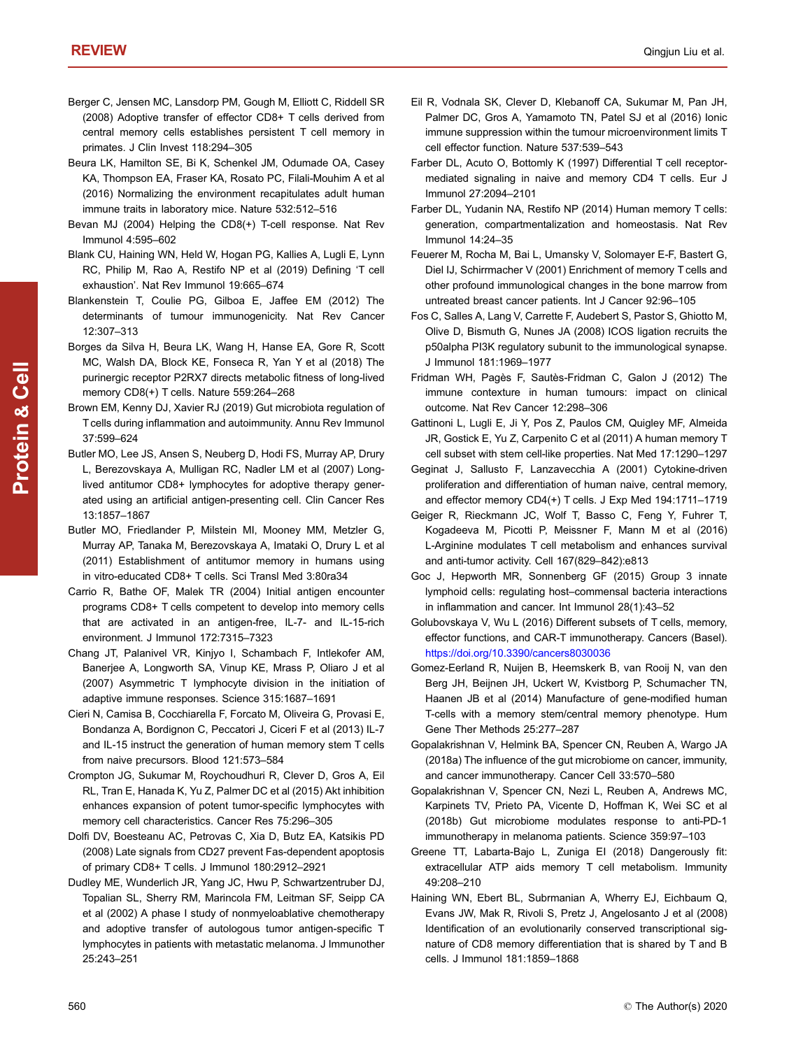Berger C, Jensen MC, Lansdorp PM, Gough M, Elliott C, Riddell SR (2008) Adoptive transfer of effector CD8+ T cells derived from central memory cells establishes persistent T cell memory in primates. J Clin Invest 118:294–305

Beura LK, Hamilton SE, Bi K, Schenkel JM, Odumade OA, Casey KA, Thompson EA, Fraser KA, Rosato PC, Filali-Mouhim A et al (2016) Normalizing the environment recapitulates adult human immune traits in laboratory mice. Nature 532:512–516

Bevan MJ (2004) Helping the CD8(+) T-cell response. Nat Rev Immunol 4:595–602

Blank CU, Haining WN, Held W, Hogan PG, Kallies A, Lugli E, Lynn RC, Philip M, Rao A, Restifo NP et al (2019) Defining 'T cell exhaustion'. Nat Rev Immunol 19:665–674

Blankenstein T, Coulie PG, Gilboa E, Jaffee EM (2012) The determinants of tumour immunogenicity. Nat Rev Cancer 12:307–313

Borges da Silva H, Beura LK, Wang H, Hanse EA, Gore R, Scott MC, Walsh DA, Block KE, Fonseca R, Yan Y et al (2018) The purinergic receptor P2RX7 directs metabolic fitness of long-lived memory CD8(+) T cells. Nature 559:264–268

Brown EM, Kenny DJ, Xavier RJ (2019) Gut microbiota regulation of T cells during inflammation and autoimmunity. Annu Rev Immunol 37:599–624

Butler MO, Lee JS, Ansen S, Neuberg D, Hodi FS, Murray AP, Drury L, Berezovskaya A, Mulligan RC, Nadler LM et al (2007) Long-lived antitumor CD8+ lymphocytes for adoptive therapy generated using an artificial antigen-presenting cell. Clin Cancer Res 13:1857–1867

Butler MO, Friedlander P, Milstein MI, Mooney MM, Metzler G, Murray AP, Tanaka M, Berezovskaya A, Imataki O, Drury L et al (2011) Establishment of antitumor memory in humans using in vitro-educated CD8+ T cells. Sci Transl Med 3:80ra34

Carrio R, Bathe OF, Malek TR (2004) Initial antigen encounter programs CD8+ T cells competent to develop into memory cells that are activated in an antigen-free, IL-7- and IL-15-rich environment. J Immunol 172:7315–7323

Chang JT, Palanivel VR, Kinjyo I, Schambach F, Intlekofer AM, Banerjee A, Longworth SA, Vinup KE, Mrass P, Oliaro J et al (2007) Asymmetric T lymphocyte division in the initiation of adaptive immune responses. Science 315:1687–1691

Cieri N, Camisa B, Cocchiarella F, Forcato M, Oliveira G, Provasi E, Bondanza A, Bordignon C, Peccatori J, Ciceri F et al (2013) IL-7 and IL-15 instruct the generation of human memory stem T cells from naive precursors. Blood 121:573–584

Crompton JG, Sukumar M, Roychoudhuri R, Clever D, Gros A, Eil RL, Tran E, Hanada K, Yu Z, Palmer DC et al (2015) Akt inhibition enhances expansion of potent tumor-specific lymphocytes with memory cell characteristics. Cancer Res 75:296–305

Dolfi DV, Boesteanu AC, Petrovas C, Xia D, Butz EA, Katsikis PD (2008) Late signals from CD27 prevent Fas-dependent apoptosis of primary CD8+ T cells. J Immunol 180:2912–2921

Dudley ME, Wunderlich JR, Yang JC, Hwu P, Schwartzentruber DJ, Topalian SL, Sherry RM, Marincola FM, Leitman SF, Seipp CA et al (2002) A phase I study of nonmyeloablative chemotherapy and adoptive transfer of autologous tumor antigen-specific T lymphocytes in patients with metastatic melanoma. J Immunother 25:243–251

Eil R, Vodnala SK, Clever D, Klebanoff CA, Sukumar M, Pan JH, Palmer DC, Gros A, Yamamoto TN, Patel SJ et al (2016) Ionic immune suppression within the tumour microenvironment limits T cell effector function. Nature 537:539–543

Farber DL, Acuto O, Bottomly K (1997) Differential T cell receptor-mediated signaling in naive and memory CD4 T cells. Eur J Immunol 27:2094–2101

Farber DL, Yudanin NA, Restifo NP (2014) Human memory T cells: generation, compartmentalization and homeostasis. Nat Rev Immunol 14:24–35

Feuerer M, Rocha M, Bai L, Umansky V, Solomayer E-F, Bastert G, Diel IJ, Schirrmacher V (2001) Enrichment of memory T cells and other profound immunological changes in the bone marrow from untreated breast cancer patients. Int J Cancer 92:96–105

Fos C, Salles A, Lang V, Carrette F, Audebert S, Pastor S, Ghiotto M, Olive D, Bismuth G, Nunes JA (2008) ICOS ligation recruits the p50alpha PI3K regulatory subunit to the immunological synapse. J Immunol 181:1969–1977

Fridman WH, Pagès F, Sautès-Fridman C, Galon J (2012) The immune contexture in human tumours: impact on clinical outcome. Nat Rev Cancer 12:298–306

Gattinoni L, Lugli E, Ji Y, Pos Z, Paulos CM, Quigley MF, Almeida JR, Gostick E, Yu Z, Carpenito C et al (2011) A human memory T cell subset with stem cell-like properties. Nat Med 17:1290–1297

Geginat J, Sallusto F, Lanzavecchia A (2001) Cytokine-driven proliferation and differentiation of human naive, central memory, and effector memory CD4(+) T cells. J Exp Med 194:1711–1719

Geiger R, Rieckmann JC, Wolf T, Basso C, Feng Y, Fuhrer T, Kogadeeva M, Picotti P, Meissner F, Mann M et al (2016) L-Arginine modulates T cell metabolism and enhances survival and anti-tumor activity. Cell 167(829–842):e813

Goc J, Hepworth MR, Sonnenberg GF (2015) Group 3 innate lymphoid cells: regulating host–commensal bacteria interactions in inflammation and cancer. Int Immunol 28(1):43–52

Golubovskaya V, Wu L (2016) Different subsets of T cells, memory, effector functions, and CAR-T immunotherapy. Cancers (Basel). https://doi.org/10.3390/cancers8030036

Gomez-Eerland R, Nuijen B, Heemskerk B, van Rooij N, van den Berg JH, Beijnen JH, Uckert W, Kvistborg P, Schumacher TN, Haanen JB et al (2014) Manufacture of gene-modified human T-cells with a memory stem/central memory phenotype. Hum Gene Ther Methods 25:277–287

Gopalakrishnan V, Helmink BA, Spencer CN, Reuben A, Wargo JA (2018a) The influence of the gut microbiome on cancer, immunity, and cancer immunotherapy. Cancer Cell 33:570–580

Gopalakrishnan V, Spencer CN, Nezi L, Reuben A, Andrews MC, Karpinets TV, Prieto PA, Vicente D, Hoffman K, Wei SC et al (2018b) Gut microbiome modulates response to anti-PD-1 immunotherapy in melanoma patients. Science 359:97–103

Greene TT, Labarta-Bajo L, Zuniga EI (2018) Dangerously fit: extracellular ATP aids memory T cell metabolism. Immunity 49:208–210

Haining WN, Ebert BL, Subrmanian A, Wherry EJ, Eichbaum Q, Evans JW, Mak R, Rivoli S, Pretz J, Angelosanto J et al (2008) Identification of an evolutionarily conserved transcriptional signature of CD8 memory differentiation that is shared by T and B cells. J Immunol 181:1859–1868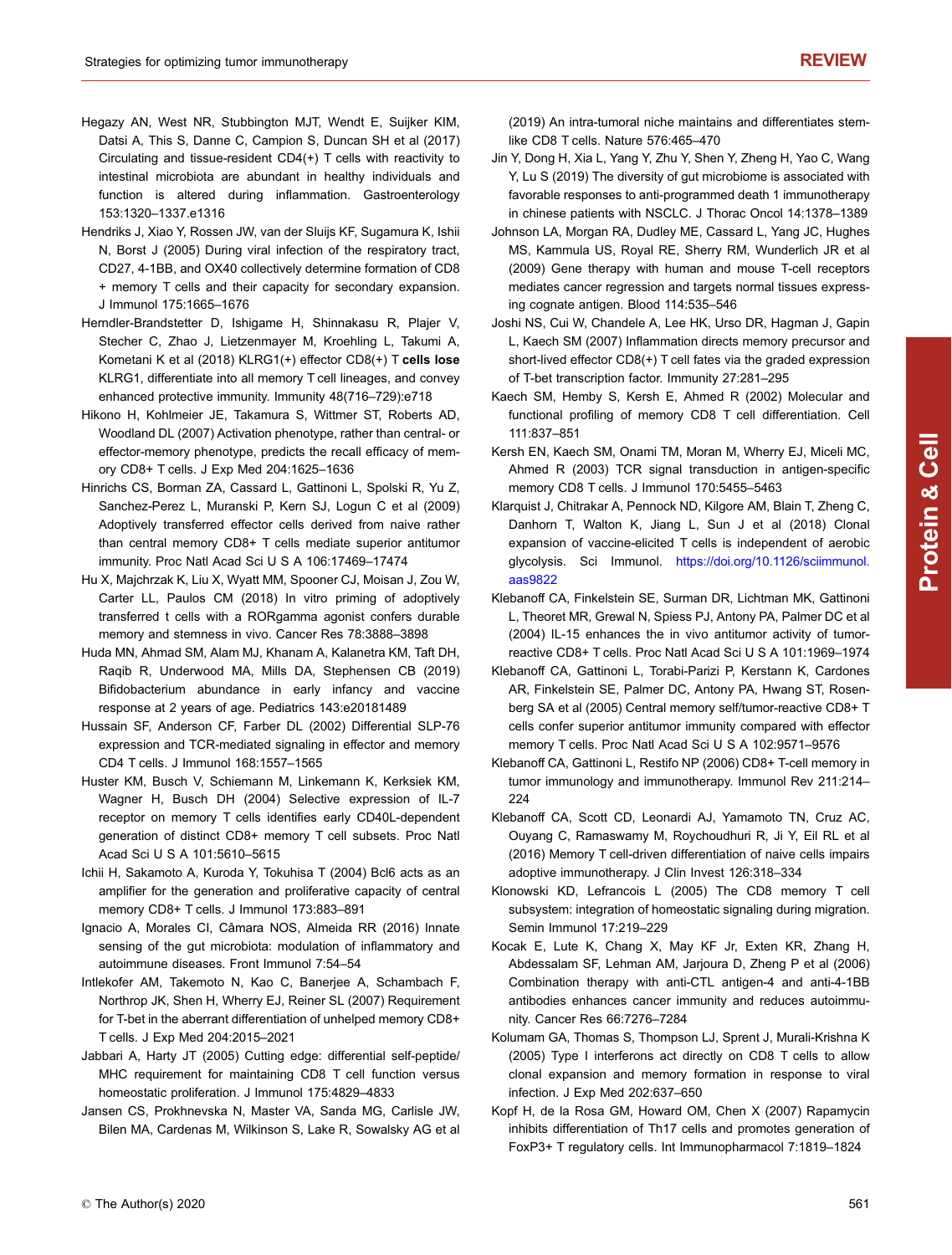Hegazy AN, West NR, Stubbington MJT, Wendt E, Suijker KIM, Datsi A, This S, Danne C, Campion S, Duncan SH et al (2017) Circulating and tissue-resident CD4(+) T cells with reactivity to intestinal microbiota are abundant in healthy individuals and function is altered during inflammation. Gastroenterology 153:1320–1337.e1316

Hendriks J, Xiao Y, Rossen JW, van der Sluijs KF, Sugamura K, Ishii N, Borst J (2005) During viral infection of the respiratory tract, CD27, 4-1BB, and OX40 collectively determine formation of CD8 + memory T cells and their capacity for secondary expansion. J Immunol 175:1665–1676

Herndler-Brandstetter D, Ishigame H, Shinnakasu R, Plajer V, Stecher C, Zhao J, Lietzenmayer M, Kroehling L, Takumi A, Kometani K et al (2018) KLRG1(+) effector CD8(+) T **cells lose** KLRG1, differentiate into all memory T cell lineages, and convey enhanced protective immunity. Immunity 48(716–729):e718

Hikono H, Kohlmeier JE, Takamura S, Wittmer ST, Roberts AD, Woodland DL (2007) Activation phenotype, rather than central- or effector-memory phenotype, predicts the recall efficacy of memory CD8+ T cells. J Exp Med 204:1625–1636

Hinrichs CS, Borman ZA, Cassard L, Gattinoni L, Spolski R, Yu Z, Sanchez-Perez L, Muranski P, Kern SJ, Logun C et al (2009) Adoptively transferred effector cells derived from naive rather than central memory CD8+ T cells mediate superior antitumor immunity. Proc Natl Acad Sci U S A 106:17469–17474

Hu X, Majchrzak K, Liu X, Wyatt MM, Spooner CJ, Moisan J, Zou W, Carter LL, Paulos CM (2018) In vitro priming of adoptively transferred t cells with a RORgamma agonist confers durable memory and stemness in vivo. Cancer Res 78:3888–3898

Huda MN, Ahmad SM, Alam MJ, Khanam A, Kalanetra KM, Taft DH, Raqib R, Underwood MA, Mills DA, Stephensen CB (2019) Bifidobacterium abundance in early infancy and vaccine response at 2 years of age. Pediatrics 143:e20181489

Hussain SF, Anderson CF, Farber DL (2002) Differential SLP-76 expression and TCR-mediated signaling in effector and memory CD4 T cells. J Immunol 168:1557–1565

Huster KM, Busch V, Schiemann M, Linkemann K, Kerksiek KM, Wagner H, Busch DH (2004) Selective expression of IL-7 receptor on memory T cells identifies early CD40L-dependent generation of distinct CD8+ memory T cell subsets. Proc Natl Acad Sci U S A 101:5610–5615

Ichii H, Sakamoto A, Kuroda Y, Tokuhisa T (2004) Bcl6 acts as an amplifier for the generation and proliferative capacity of central memory CD8+ T cells. J Immunol 173:883–891

Ignacio A, Morales CI, Câmara NOS, Almeida RR (2016) Innate sensing of the gut microbiota: modulation of inflammatory and autoimmune diseases. Front Immunol 7:54–54

Intlekofer AM, Takemoto N, Kao C, Banerjee A, Schambach F, Northrop JK, Shen H, Wherry EJ, Reiner SL (2007) Requirement for T-bet in the aberrant differentiation of unhelped memory CD8+ T cells. J Exp Med 204:2015–2021

Jabbari A, Harty JT (2005) Cutting edge: differential self-peptide/MHC requirement for maintaining CD8 T cell function versus homeostatic proliferation. J Immunol 175:4829–4833

Jansen CS, Prokhnevska N, Master VA, Sanda MG, Carlisle JW, Bilen MA, Cardenas M, Wilkinson S, Lake R, Sowalsky AG et al (2019) An intra-tumoral niche maintains and differentiates stem-like CD8 T cells. Nature 576:465–470

Jin Y, Dong H, Xia L, Yang Y, Zhu Y, Shen Y, Zheng H, Yao C, Wang Y, Lu S (2019) The diversity of gut microbiome is associated with favorable responses to anti-programmed death 1 immunotherapy in chinese patients with NSCLC. J Thorac Oncol 14:1378–1389

Johnson LA, Morgan RA, Dudley ME, Cassard L, Yang JC, Hughes MS, Kammula US, Royal RE, Sherry RM, Wunderlich JR et al (2009) Gene therapy with human and mouse T-cell receptors mediates cancer regression and targets normal tissues expressing cognate antigen. Blood 114:535–546

Joshi NS, Cui W, Chandele A, Lee HK, Urso DR, Hagman J, Gapin L, Kaech SM (2007) Inflammation directs memory precursor and short-lived effector CD8(+) T cell fates via the graded expression of T-bet transcription factor. Immunity 27:281–295

Kaech SM, Hemby S, Kersh E, Ahmed R (2002) Molecular and functional profiling of memory CD8 T cell differentiation. Cell 111:837–851

Kersh EN, Kaech SM, Onami TM, Moran M, Wherry EJ, Miceli MC, Ahmed R (2003) TCR signal transduction in antigen-specific memory CD8 T cells. J Immunol 170:5455–5463

Klarquist J, Chitrakar A, Pennock ND, Kilgore AM, Blain T, Zheng C, Danhorn T, Walton K, Jiang L, Sun J et al (2018) Clonal expansion of vaccine-elicited T cells is independent of aerobic glycolysis. Sci Immunol. https://doi.org/10.1126/sciimmunol.aas9822

Klebanoff CA, Finkelstein SE, Surman DR, Lichtman MK, Gattinoni L, Theoret MR, Grewal N, Spiess PJ, Antony PA, Palmer DC et al (2004) IL-15 enhances the in vivo antitumor activity of tumor-reactive CD8+ T cells. Proc Natl Acad Sci U S A 101:1969–1974

Klebanoff CA, Gattinoni L, Torabi-Parizi P, Kerstann K, Cardones AR, Finkelstein SE, Palmer DC, Antony PA, Hwang ST, Rosenberg SA et al (2005) Central memory self/tumor-reactive CD8+ T cells confer superior antitumor immunity compared with effector memory T cells. Proc Natl Acad Sci U S A 102:9571–9576

Klebanoff CA, Gattinoni L, Restifo NP (2006) CD8+ T-cell memory in tumor immunology and immunotherapy. Immunol Rev 211:214–224

Klebanoff CA, Scott CD, Leonardi AJ, Yamamoto TN, Cruz AC, Ouyang C, Ramaswamy M, Roychoudhuri R, Ji Y, Eil RL et al (2016) Memory T cell-driven differentiation of naive cells impairs adoptive immunotherapy. J Clin Invest 126:318–334

Klonowski KD, Lefrancois L (2005) The CD8 memory T cell subsystem: integration of homeostatic signaling during migration. Semin Immunol 17:219–229

Kocak E, Lute K, Chang X, May KF Jr, Exten KR, Zhang H, Abdessalam SF, Lehman AM, Jarjoura D, Zheng P et al (2006) Combination therapy with anti-CTL antigen-4 and anti-4-1BB antibodies enhances cancer immunity and reduces autoimmunity. Cancer Res 66:7276–7284

Kolumam GA, Thomas S, Thompson LJ, Sprent J, Murali-Krishna K (2005) Type I interferons act directly on CD8 T cells to allow clonal expansion and memory formation in response to viral infection. J Exp Med 202:637–650

Kopf H, de la Rosa GM, Howard OM, Chen X (2007) Rapamycin inhibits differentiation of Th17 cells and promotes generation of FoxP3+ T regulatory cells. Int Immunopharmacol 7:1819–1824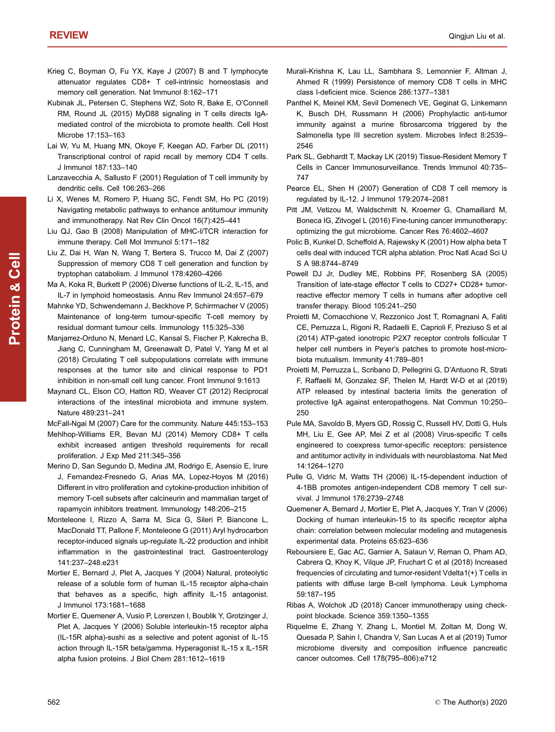Krieg C, Boyman O, Fu YX, Kaye J (2007) B and T lymphocyte attenuator regulates CD8+ T cell-intrinsic homeostasis and memory cell generation. Nat Immunol 8:162–171

Kubinak JL, Petersen C, Stephens WZ, Soto R, Bake E, O'Connell RM, Round JL (2015) MyD88 signaling in T cells directs IgA-mediated control of the microbiota to promote health. Cell Host Microbe 17:153–163

Lai W, Yu M, Huang MN, Okoye F, Keegan AD, Farber DL (2011) Transcriptional control of rapid recall by memory CD4 T cells. J Immunol 187:133–140

Lanzavecchia A, Sallusto F (2001) Regulation of T cell immunity by dendritic cells. Cell 106:263–266

Li X, Wenes M, Romero P, Huang SC, Fendt SM, Ho PC (2019) Navigating metabolic pathways to enhance antitumour immunity and immunotherapy. Nat Rev Clin Oncol 16(7):425–441

Liu QJ, Gao B (2008) Manipulation of MHC-I/TCR interaction for immune therapy. Cell Mol Immunol 5:171–182

Liu Z, Dai H, Wan N, Wang T, Bertera S, Trucco M, Dai Z (2007) Suppression of memory CD8 T cell generation and function by tryptophan catabolism. J Immunol 178:4260–4266

Ma A, Koka R, Burkett P (2006) Diverse functions of IL-2, IL-15, and IL-7 in lymphoid homeostasis. Annu Rev Immunol 24:657–679

Mahnke YD, Schwendemann J, Beckhove P, Schirrmacher V (2005) Maintenance of long-term tumour-specific T-cell memory by residual dormant tumour cells. Immunology 115:325–336

Manjarrez-Orduno N, Menard LC, Kansal S, Fischer P, Kakrecha B, Jiang C, Cunningham M, Greenawalt D, Patel V, Yang M et al (2018) Circulating T cell subpopulations correlate with immune responses at the tumor site and clinical response to PD1 inhibition in non-small cell lung cancer. Front Immunol 9:1613

Maynard CL, Elson CO, Hatton RD, Weaver CT (2012) Reciprocal interactions of the intestinal microbiota and immune system. Nature 489:231–241

McFall-Ngai M (2007) Care for the community. Nature 445:153–153

Mehlhop-Williams ER, Bevan MJ (2014) Memory CD8+ T cells exhibit increased antigen threshold requirements for recall proliferation. J Exp Med 211:345–356

Merino D, San Segundo D, Medina JM, Rodrigo E, Asensio E, Irure J, Fernandez-Fresnedo G, Arias MA, Lopez-Hoyos M (2016) Different in vitro proliferation and cytokine-production inhibition of memory T-cell subsets after calcineurin and mammalian target of rapamycin inhibitors treatment. Immunology 148:206–215

Monteleone I, Rizzo A, Sarra M, Sica G, Sileri P, Biancone L, MacDonald TT, Pallone F, Monteleone G (2011) Aryl hydrocarbon receptor-induced signals up-regulate IL-22 production and inhibit inflammation in the gastrointestinal tract. Gastroenterology 141:237–248.e231

Mortier E, Bernard J, Plet A, Jacques Y (2004) Natural, proteolytic release of a soluble form of human IL-15 receptor alpha-chain that behaves as a specific, high affinity IL-15 antagonist. J Immunol 173:1681–1688

Mortier E, Quemener A, Vusio P, Lorenzen I, Boublik Y, Grotzinger J, Plet A, Jacques Y (2006) Soluble interleukin-15 receptor alpha (IL-15R alpha)-sushi as a selective and potent agonist of IL-15 action through IL-15R beta/gamma. Hyperagonist IL-15 x IL-15R alpha fusion proteins. J Biol Chem 281:1612–1619

Murali-Krishna K, Lau LL, Sambhara S, Lemonnier F, Altman J, Ahmed R (1999) Persistence of memory CD8 T cells in MHC class I-deficient mice. Science 286:1377–1381

Panthel K, Meinel KM, Sevil Domenech VE, Geginat G, Linkemann K, Busch DH, Russmann H (2006) Prophylactic anti-tumor immunity against a murine fibrosarcoma triggered by the Salmonella type III secretion system. Microbes Infect 8:2539–2546

Park SL, Gebhardt T, Mackay LK (2019) Tissue-Resident Memory T Cells in Cancer Immunosurveillance. Trends Immunol 40:735–747

Pearce EL, Shen H (2007) Generation of CD8 T cell memory is regulated by IL-12. J Immunol 179:2074–2081

Pitt JM, Vetizou M, Waldschmitt N, Kroemer G, Chamaillard M, Boneca IG, Zitvogel L (2016) Fine-tuning cancer immunotherapy: optimizing the gut microbiome. Cancer Res 76:4602–4607

Polic B, Kunkel D, Scheffold A, Rajewsky K (2001) How alpha beta T cells deal with induced TCR alpha ablation. Proc Natl Acad Sci U S A 98:8744–8749

Powell DJ Jr, Dudley ME, Robbins PF, Rosenberg SA (2005) Transition of late-stage effector T cells to CD27+ CD28+ tumor-reactive effector memory T cells in humans after adoptive cell transfer therapy. Blood 105:241–250

Proietti M, Cornacchione V, Rezzonico Jost T, Romagnani A, Faliti CE, Perruzza L, Rigoni R, Radaelli E, Caprioli F, Preziuso S et al (2014) ATP-gated ionotropic P2X7 receptor controls follicular T helper cell numbers in Peyer's patches to promote host-microbiota mutualism. Immunity 41:789–801

Proietti M, Perruzza L, Scribano D, Pellegrini G, D'Antuono R, Strati F, Raffaelli M, Gonzalez SF, Thelen M, Hardt W-D et al (2019) ATP released by intestinal bacteria limits the generation of protective IgA against enteropathogens. Nat Commun 10:250–250

Pule MA, Savoldo B, Myers GD, Rossig C, Russell HV, Dotti G, Huls MH, Liu E, Gee AP, Mei Z et al (2008) Virus-specific T cells engineered to coexpress tumor-specific receptors: persistence and antitumor activity in individuals with neuroblastoma. Nat Med 14:1264–1270

Pulle G, Vidric M, Watts TH (2006) IL-15-dependent induction of 4-1BB promotes antigen-independent CD8 memory T cell survival. J Immunol 176:2739–2748

Quemener A, Bernard J, Mortier E, Plet A, Jacques Y, Tran V (2006) Docking of human interleukin-15 to its specific receptor alpha chain: correlation between molecular modeling and mutagenesis experimental data. Proteins 65:623–636

Reboursiere E, Gac AC, Garnier A, Salaun V, Reman O, Pham AD, Cabrera Q, Khoy K, Vilque JP, Fruchart C et al (2018) Increased frequencies of circulating and tumor-resident Vdelta1(+) T cells in patients with diffuse large B-cell lymphoma. Leuk Lymphoma 59:187–195

Ribas A, Wolchok JD (2018) Cancer immunotherapy using checkpoint blockade. Science 359:1350–1355

Riquelme E, Zhang Y, Zhang L, Montiel M, Zoltan M, Dong W, Quesada P, Sahin I, Chandra V, San Lucas A et al (2019) Tumor microbiome diversity and composition influence pancreatic cancer outcomes. Cell 178(795–806):e712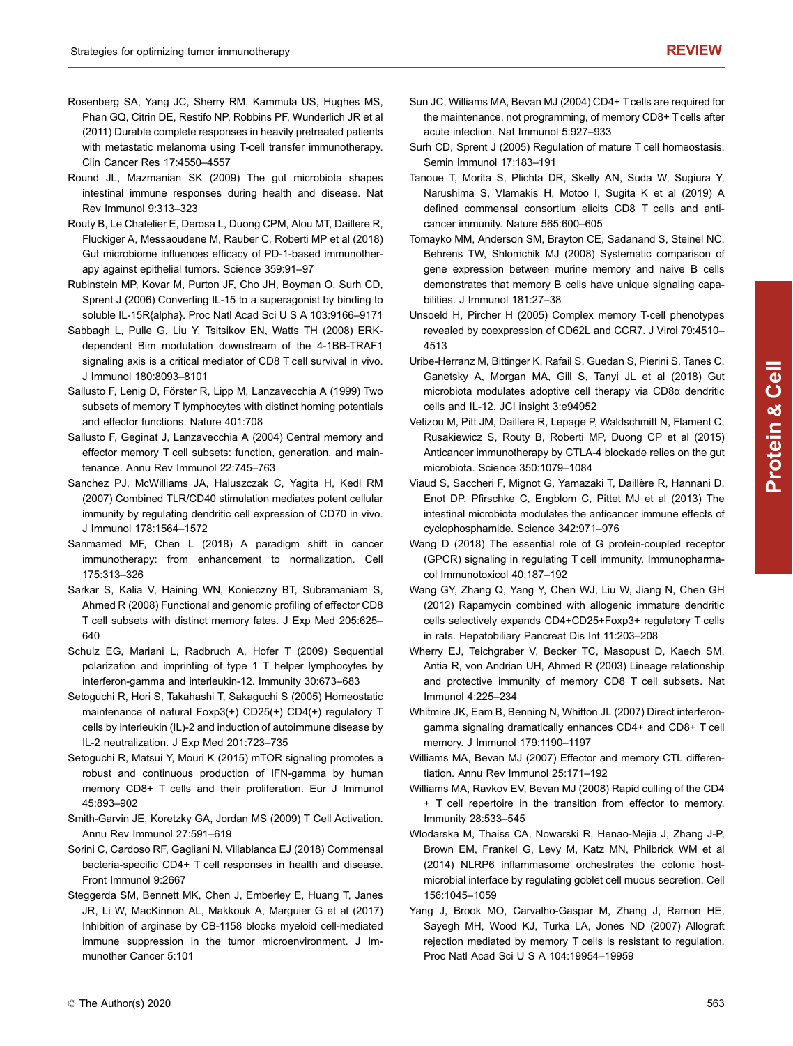Rosenberg SA, Yang JC, Sherry RM, Kammula US, Hughes MS, Phan GQ, Citrin DE, Restifo NP, Robbins PF, Wunderlich JR et al (2011) Durable complete responses in heavily pretreated patients with metastatic melanoma using T-cell transfer immunotherapy. Clin Cancer Res 17:4550–4557

Round JL, Mazmanian SK (2009) The gut microbiota shapes intestinal immune responses during health and disease. Nat Rev Immunol 9:313–323

Routy B, Le Chatelier E, Derosa L, Duong CPM, Alou MT, Daillere R, Fluckiger A, Messaoudene M, Rauber C, Roberti MP et al (2018) Gut microbiome influences efficacy of PD-1-based immunotherapy against epithelial tumors. Science 359:91–97

Rubinstein MP, Kovar M, Purton JF, Cho JH, Boyman O, Surh CD, Sprent J (2006) Converting IL-15 to a superagonist by binding to soluble IL-15R{alpha}. Proc Natl Acad Sci U S A 103:9166–9171

Sabbagh L, Pulle G, Liu Y, Tsitsikov EN, Watts TH (2008) ERK-dependent Bim modulation downstream of the 4-1BB-TRAF1 signaling axis is a critical mediator of CD8 T cell survival in vivo. J Immunol 180:8093–8101

Sallusto F, Lenig D, Förster R, Lipp M, Lanzavecchia A (1999) Two subsets of memory T lymphocytes with distinct homing potentials and effector functions. Nature 401:708

Sallusto F, Geginat J, Lanzavecchia A (2004) Central memory and effector memory T cell subsets: function, generation, and maintenance. Annu Rev Immunol 22:745–763

Sanchez PJ, McWilliams JA, Haluszczak C, Yagita H, Kedl RM (2007) Combined TLR/CD40 stimulation mediates potent cellular immunity by regulating dendritic cell expression of CD70 in vivo. J Immunol 178:1564–1572

Sanmamed MF, Chen L (2018) A paradigm shift in cancer immunotherapy: from enhancement to normalization. Cell 175:313–326

Sarkar S, Kalia V, Haining WN, Konieczny BT, Subramaniam S, Ahmed R (2008) Functional and genomic profiling of effector CD8 T cell subsets with distinct memory fates. J Exp Med 205:625–640

Schulz EG, Mariani L, Radbruch A, Hofer T (2009) Sequential polarization and imprinting of type 1 T helper lymphocytes by interferon-gamma and interleukin-12. Immunity 30:673–683

Setoguchi R, Hori S, Takahashi T, Sakaguchi S (2005) Homeostatic maintenance of natural Foxp3(+) CD25(+) CD4(+) regulatory T cells by interleukin (IL)-2 and induction of autoimmune disease by IL-2 neutralization. J Exp Med 201:723–735

Setoguchi R, Matsui Y, Mouri K (2015) mTOR signaling promotes a robust and continuous production of IFN-gamma by human memory CD8+ T cells and their proliferation. Eur J Immunol 45:893–902

Smith-Garvin JE, Koretzky GA, Jordan MS (2009) T Cell Activation. Annu Rev Immunol 27:591–619

Sorini C, Cardoso RF, Gagliani N, Villablanca EJ (2018) Commensal bacteria-specific CD4+ T cell responses in health and disease. Front Immunol 9:2667

Steggerda SM, Bennett MK, Chen J, Emberley E, Huang T, Janes JR, Li W, MacKinnon AL, Makkouk A, Marguier G et al (2017) Inhibition of arginase by CB-1158 blocks myeloid cell-mediated immune suppression in the tumor microenvironment. J Immunother Cancer 5:101

Sun JC, Williams MA, Bevan MJ (2004) CD4+ T cells are required for the maintenance, not programming, of memory CD8+ T cells after acute infection. Nat Immunol 5:927–933

Surh CD, Sprent J (2005) Regulation of mature T cell homeostasis. Semin Immunol 17:183–191

Tanoue T, Morita S, Plichta DR, Skelly AN, Suda W, Sugiura Y, Narushima S, Vlamakis H, Motoo I, Sugita K et al (2019) A defined commensal consortium elicits CD8 T cells and anti-cancer immunity. Nature 565:600–605

Tomayko MM, Anderson SM, Brayton CE, Sadanand S, Steinel NC, Behrens TW, Shlomchik MJ (2008) Systematic comparison of gene expression between murine memory and naive B cells demonstrates that memory B cells have unique signaling capabilities. J Immunol 181:27–38

Unsoeld H, Pircher H (2005) Complex memory T-cell phenotypes revealed by coexpression of CD62L and CCR7. J Virol 79:4510–4513

Uribe-Herranz M, Bittinger K, Rafail S, Guedan S, Pierini S, Tanes C, Ganetsky A, Morgan MA, Gill S, Tanyi JL et al (2018) Gut microbiota modulates adoptive cell therapy via CD8α dendritic cells and IL-12. JCI insight 3:e94952

Vetizou M, Pitt JM, Daillere R, Lepage P, Waldschmitt N, Flament C, Rusakiewicz S, Routy B, Roberti MP, Duong CP et al (2015) Anticancer immunotherapy by CTLA-4 blockade relies on the gut microbiota. Science 350:1079–1084

Viaud S, Saccheri F, Mignot G, Yamazaki T, Daillère R, Hannani D, Enot DP, Pfirschke C, Engblom C, Pittet MJ et al (2013) The intestinal microbiota modulates the anticancer immune effects of cyclophosphamide. Science 342:971–976

Wang D (2018) The essential role of G protein-coupled receptor (GPCR) signaling in regulating T cell immunity. Immunopharmacol Immunotoxicol 40:187–192

Wang GY, Zhang Q, Yang Y, Chen WJ, Liu W, Jiang N, Chen GH (2012) Rapamycin combined with allogenic immature dendritic cells selectively expands CD4+CD25+Foxp3+ regulatory T cells in rats. Hepatobiliary Pancreat Dis Int 11:203–208

Wherry EJ, Teichgraber V, Becker TC, Masopust D, Kaech SM, Antia R, von Andrian UH, Ahmed R (2003) Lineage relationship and protective immunity of memory CD8 T cell subsets. Nat Immunol 4:225–234

Whitmire JK, Eam B, Benning N, Whitton JL (2007) Direct interferon-gamma signaling dramatically enhances CD4+ and CD8+ T cell memory. J Immunol 179:1190–1197

Williams MA, Bevan MJ (2007) Effector and memory CTL differentiation. Annu Rev Immunol 25:171–192

Williams MA, Ravkov EV, Bevan MJ (2008) Rapid culling of the CD4 + T cell repertoire in the transition from effector to memory. Immunity 28:533–545

Wlodarska M, Thaiss CA, Nowarski R, Henao-Mejia J, Zhang J-P, Brown EM, Frankel G, Levy M, Katz MN, Philbrick WM et al (2014) NLRP6 inflammasome orchestrates the colonic host-microbial interface by regulating goblet cell mucus secretion. Cell 156:1045–1059

Yang J, Brook MO, Carvalho-Gaspar M, Zhang J, Ramon HE, Sayegh MH, Wood KJ, Turka LA, Jones ND (2007) Allograft rejection mediated by memory T cells is resistant to regulation. Proc Natl Acad Sci U S A 104:19954–19959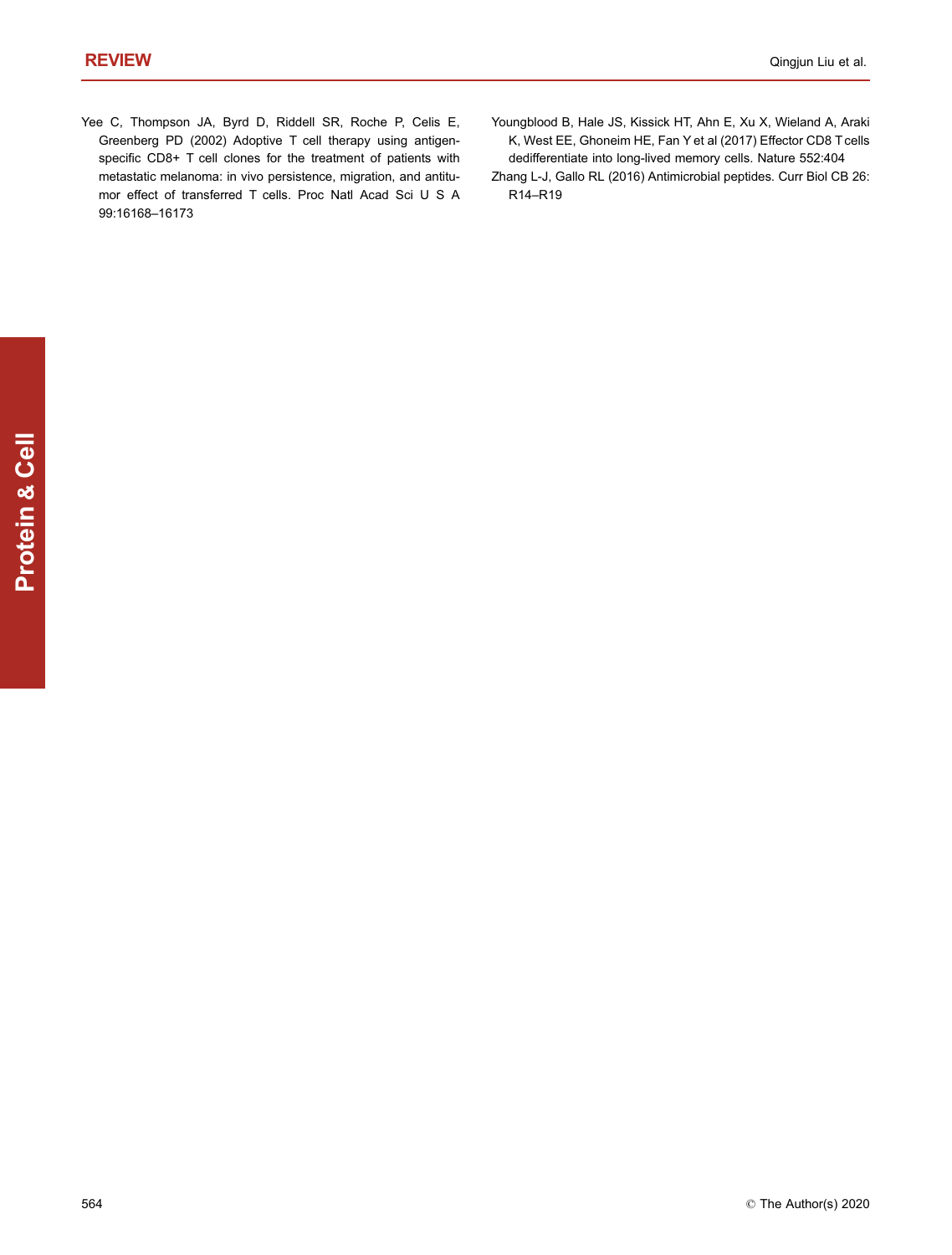Yee C, Thompson JA, Byrd D, Riddell SR, Roche P, Celis E, Greenberg PD (2002) Adoptive T cell therapy using antigen-specific CD8+ T cell clones for the treatment of patients with metastatic melanoma: in vivo persistence, migration, and antitumor effect of transferred T cells. Proc Natl Acad Sci U S A 99:16168–16173

Youngblood B, Hale JS, Kissick HT, Ahn E, Xu X, Wieland A, Araki K, West EE, Ghoneim HE, Fan Y et al (2017) Effector CD8 T cells dedifferentiate into long-lived memory cells. Nature 552:404

Zhang L-J, Gallo RL (2016) Antimicrobial peptides. Curr Biol CB 26: R14–R19